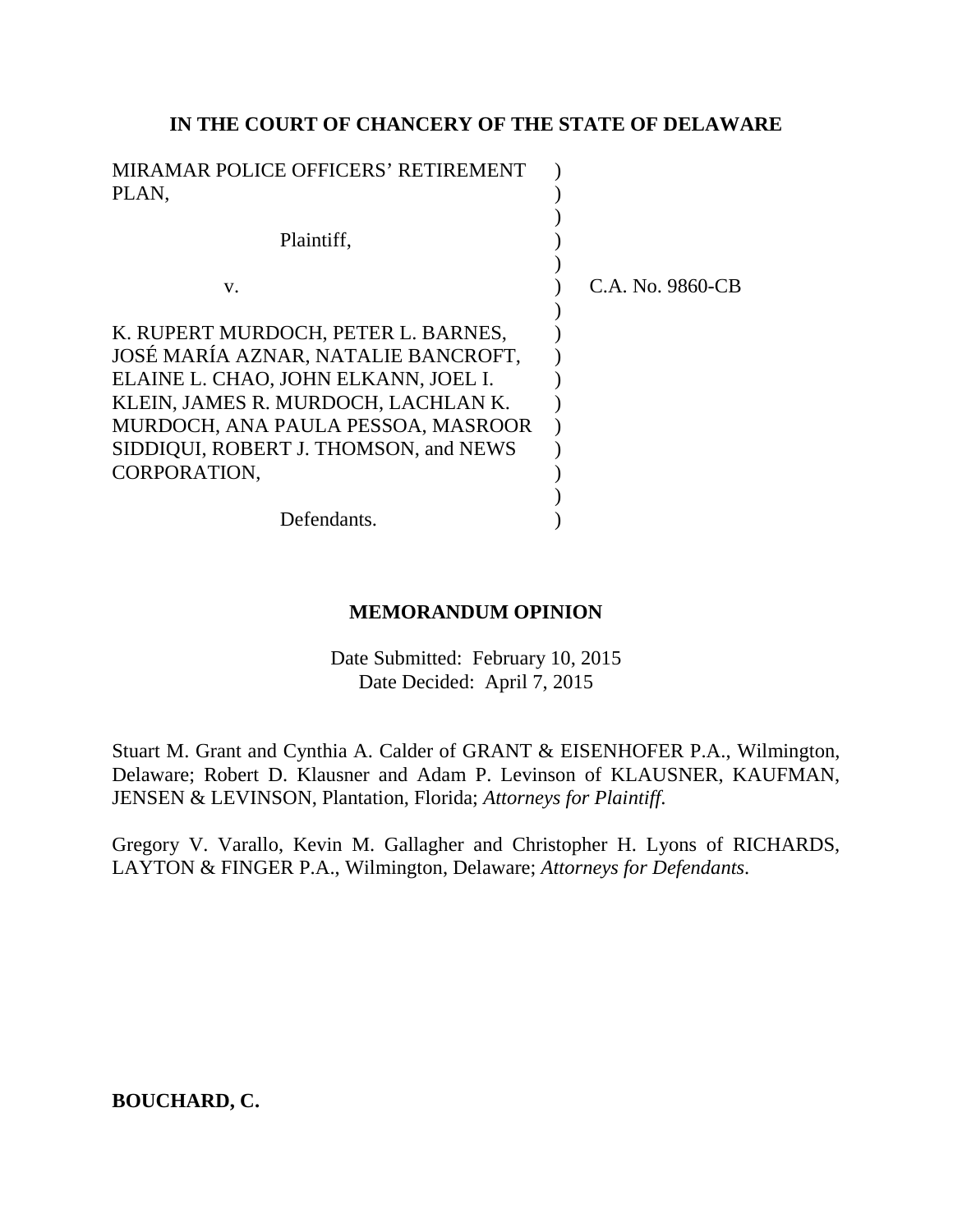**IN THE COURT OF CHANCERY OF THE STATE OF DELAWARE**

| | | |
|---|---|---|
| MIRAMAR POLICE OFFICERS' RETIREMENT PLAN, | ) | |
| | ) | |
| Plaintiff, | ) | |
| | ) | |
| v. | ) | C.A. No. 9860-CB |
| | ) | |
| K. RUPERT MURDOCH, PETER L. BARNES, JOSÉ MARÍA AZNAR, NATALIE BANCROFT, ELAINE L. CHAO, JOHN ELKANN, JOEL I. KLEIN, JAMES R. MURDOCH, LACHLAN K. MURDOCH, ANA PAULA PESSOA, MASROOR SIDDIQUI, ROBERT J. THOMSON, and NEWS CORPORATION, | ) | |
| | ) | |
| Defendants. | ) | |

**MEMORANDUM OPINION**

Date Submitted: February 10, 2015
Date Decided: April 7, 2015

Stuart M. Grant and Cynthia A. Calder of GRANT & EISENHOFER P.A., Wilmington, Delaware; Robert D. Klausner and Adam P. Levinson of KLAUSNER, KAUFMAN, JENSEN & LEVINSON, Plantation, Florida; *Attorneys for Plaintiff*.

Gregory V. Varallo, Kevin M. Gallagher and Christopher H. Lyons of RICHARDS, LAYTON & FINGER P.A., Wilmington, Delaware; *Attorneys for Defendants*.

**BOUCHARD, C.**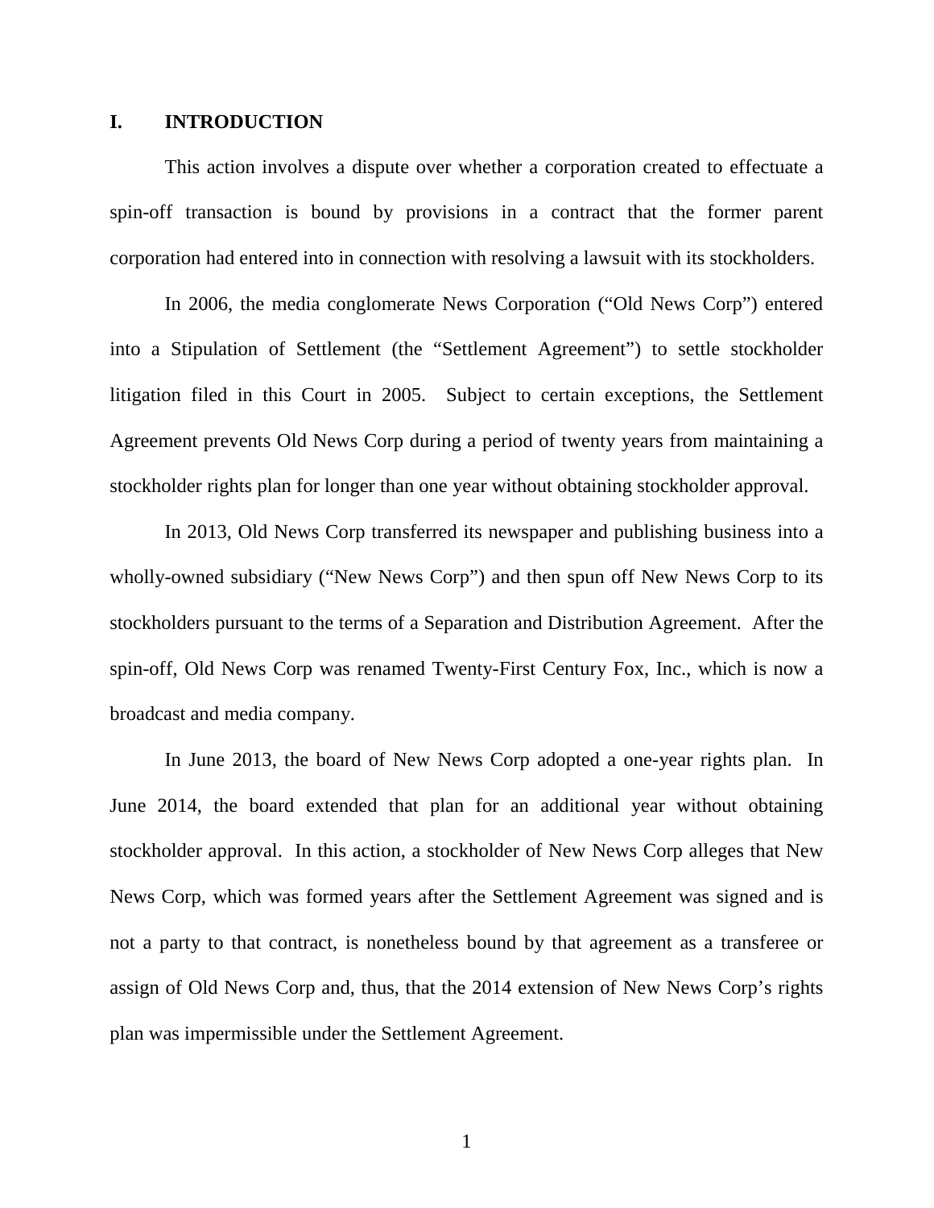## I. INTRODUCTION

This action involves a dispute over whether a corporation created to effectuate a spin-off transaction is bound by provisions in a contract that the former parent corporation had entered into in connection with resolving a lawsuit with its stockholders.

In 2006, the media conglomerate News Corporation ("Old News Corp") entered into a Stipulation of Settlement (the "Settlement Agreement") to settle stockholder litigation filed in this Court in 2005. Subject to certain exceptions, the Settlement Agreement prevents Old News Corp during a period of twenty years from maintaining a stockholder rights plan for longer than one year without obtaining stockholder approval.

In 2013, Old News Corp transferred its newspaper and publishing business into a wholly-owned subsidiary ("New News Corp") and then spun off New News Corp to its stockholders pursuant to the terms of a Separation and Distribution Agreement. After the spin-off, Old News Corp was renamed Twenty-First Century Fox, Inc., which is now a broadcast and media company.

In June 2013, the board of New News Corp adopted a one-year rights plan. In June 2014, the board extended that plan for an additional year without obtaining stockholder approval. In this action, a stockholder of New News Corp alleges that New News Corp, which was formed years after the Settlement Agreement was signed and is not a party to that contract, is nonetheless bound by that agreement as a transferee or assign of Old News Corp and, thus, that the 2014 extension of New News Corp's rights plan was impermissible under the Settlement Agreement.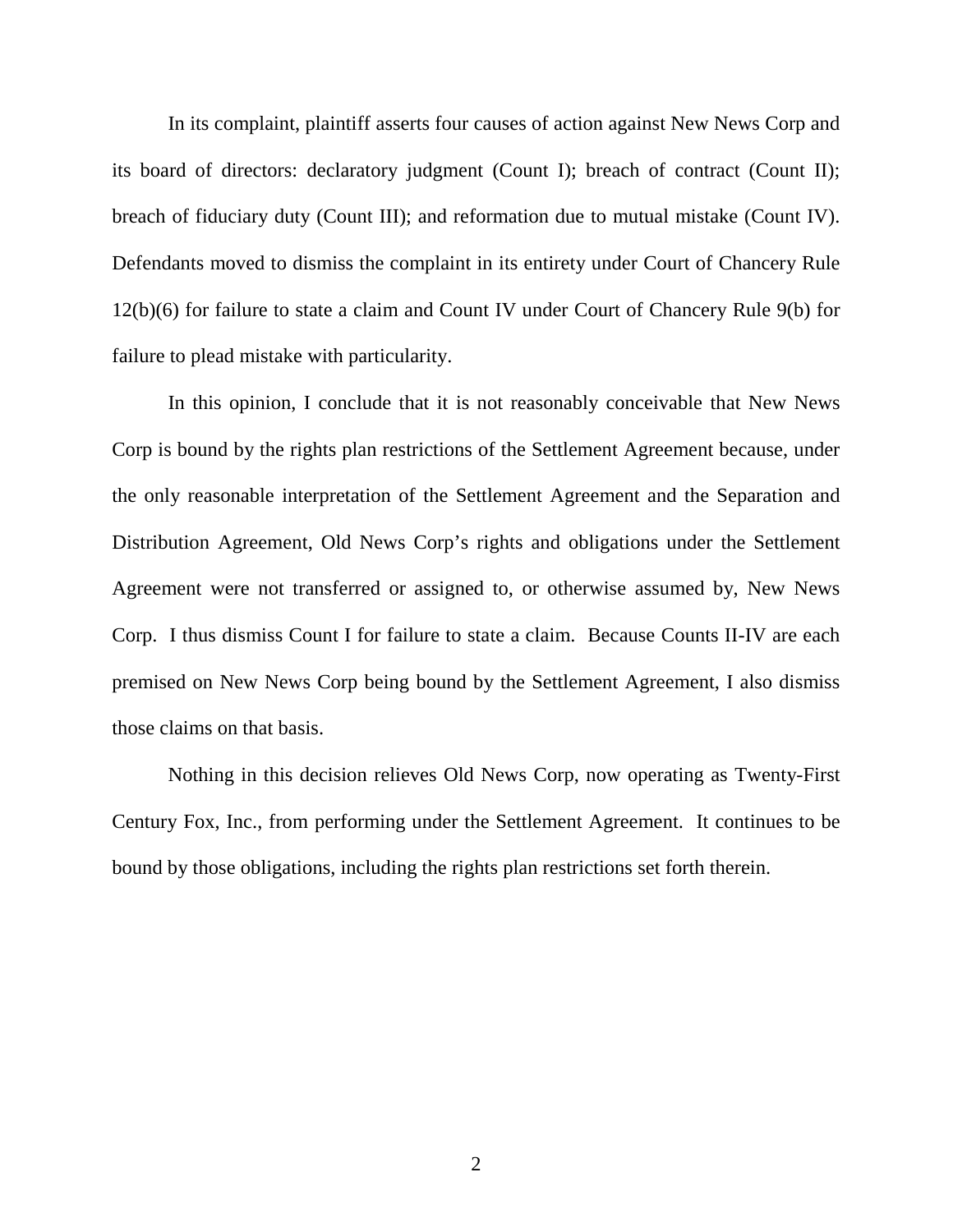In its complaint, plaintiff asserts four causes of action against New News Corp and its board of directors: declaratory judgment (Count I); breach of contract (Count II); breach of fiduciary duty (Count III); and reformation due to mutual mistake (Count IV). Defendants moved to dismiss the complaint in its entirety under Court of Chancery Rule 12(b)(6) for failure to state a claim and Count IV under Court of Chancery Rule 9(b) for failure to plead mistake with particularity.

In this opinion, I conclude that it is not reasonably conceivable that New News Corp is bound by the rights plan restrictions of the Settlement Agreement because, under the only reasonable interpretation of the Settlement Agreement and the Separation and Distribution Agreement, Old News Corp's rights and obligations under the Settlement Agreement were not transferred or assigned to, or otherwise assumed by, New News Corp. I thus dismiss Count I for failure to state a claim. Because Counts II-IV are each premised on New News Corp being bound by the Settlement Agreement, I also dismiss those claims on that basis.

Nothing in this decision relieves Old News Corp, now operating as Twenty-First Century Fox, Inc., from performing under the Settlement Agreement. It continues to be bound by those obligations, including the rights plan restrictions set forth therein.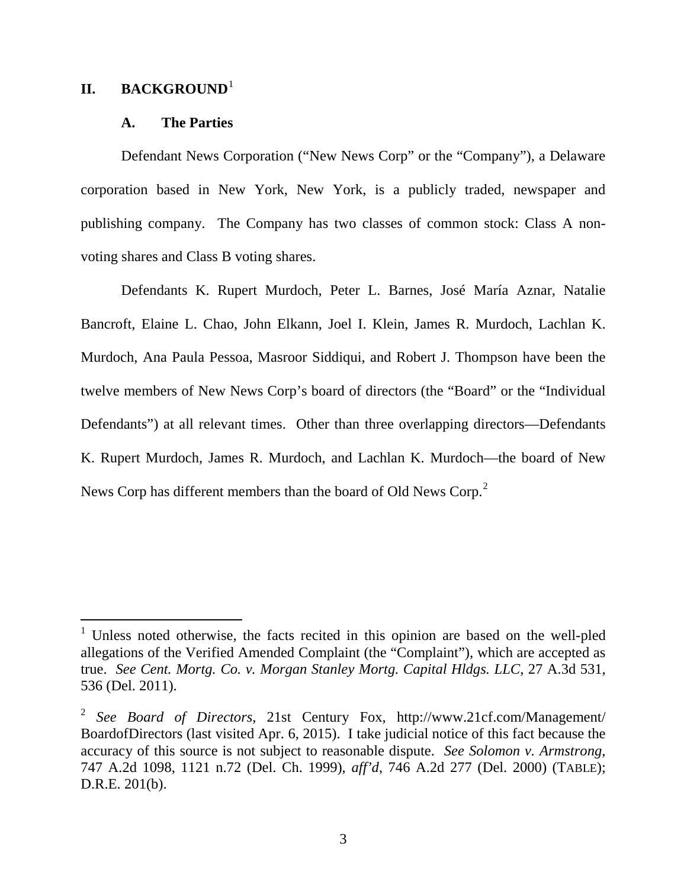## II. BACKGROUND[1]

### A. The Parties

Defendant News Corporation ("New News Corp" or the "Company"), a Delaware corporation based in New York, New York, is a publicly traded, newspaper and publishing company. The Company has two classes of common stock: Class A non-voting shares and Class B voting shares.

Defendants K. Rupert Murdoch, Peter L. Barnes, José María Aznar, Natalie Bancroft, Elaine L. Chao, John Elkann, Joel I. Klein, James R. Murdoch, Lachlan K. Murdoch, Ana Paula Pessoa, Masroor Siddiqui, and Robert J. Thompson have been the twelve members of New News Corp's board of directors (the "Board" or the "Individual Defendants") at all relevant times. Other than three overlapping directors—Defendants K. Rupert Murdoch, James R. Murdoch, and Lachlan K. Murdoch—the board of New News Corp has different members than the board of Old News Corp.[2]

---

[1] Unless noted otherwise, the facts recited in this opinion are based on the well-pled allegations of the Verified Amended Complaint (the "Complaint"), which are accepted as true. *See Cent. Mortg. Co. v. Morgan Stanley Mortg. Capital Hldgs. LLC*, 27 A.3d 531, 536 (Del. 2011).

[2] *See Board of Directors*, 21st Century Fox, http://www.21cf.com/Management/BoardofDirectors (last visited Apr. 6, 2015). I take judicial notice of this fact because the accuracy of this source is not subject to reasonable dispute. *See Solomon v. Armstrong*, 747 A.2d 1098, 1121 n.72 (Del. Ch. 1999), *aff'd*, 746 A.2d 277 (Del. 2000) (TABLE); D.R.E. 201(b).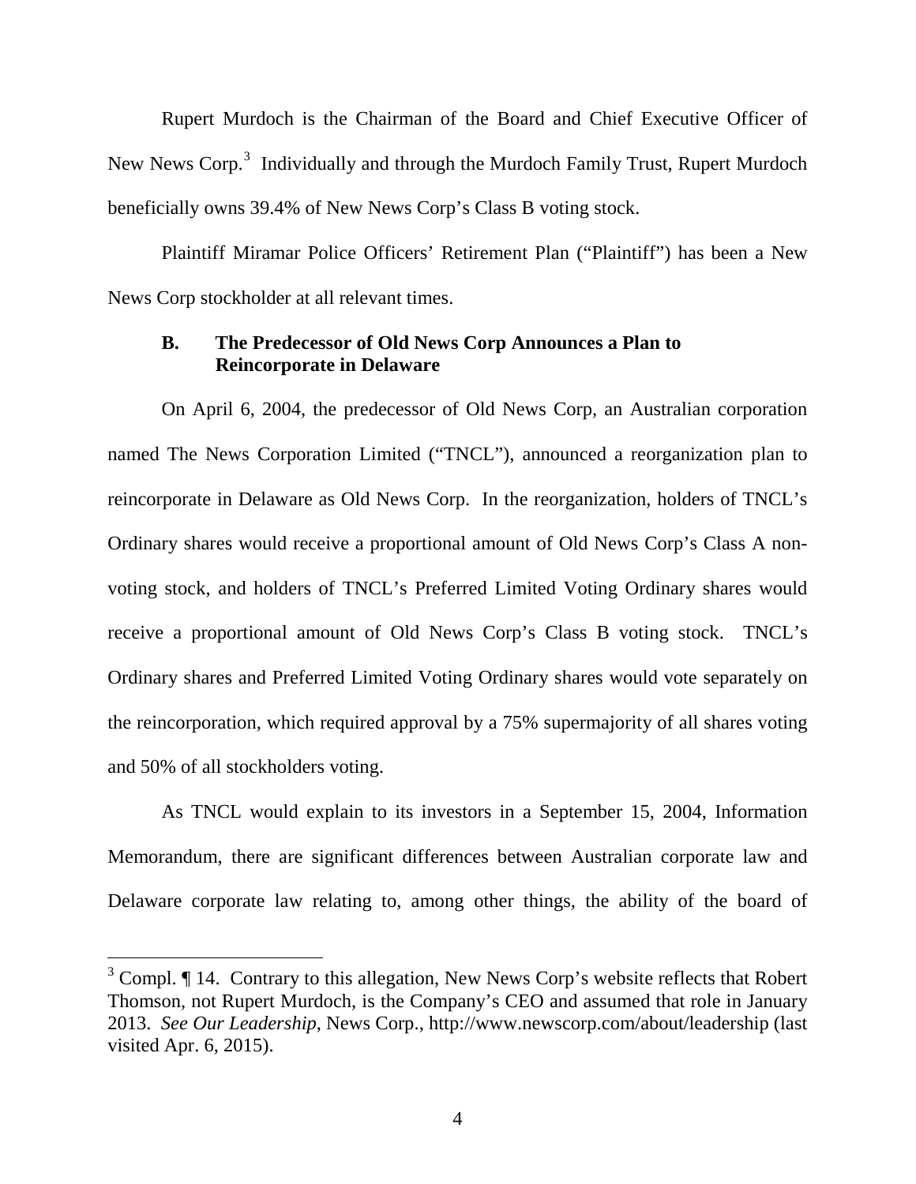Rupert Murdoch is the Chairman of the Board and Chief Executive Officer of New News Corp.[3] Individually and through the Murdoch Family Trust, Rupert Murdoch beneficially owns 39.4% of New News Corp's Class B voting stock.

Plaintiff Miramar Police Officers' Retirement Plan ("Plaintiff") has been a New News Corp stockholder at all relevant times.

### B. The Predecessor of Old News Corp Announces a Plan to Reincorporate in Delaware

On April 6, 2004, the predecessor of Old News Corp, an Australian corporation named The News Corporation Limited ("TNCL"), announced a reorganization plan to reincorporate in Delaware as Old News Corp. In the reorganization, holders of TNCL's Ordinary shares would receive a proportional amount of Old News Corp's Class A non-voting stock, and holders of TNCL's Preferred Limited Voting Ordinary shares would receive a proportional amount of Old News Corp's Class B voting stock. TNCL's Ordinary shares and Preferred Limited Voting Ordinary shares would vote separately on the reincorporation, which required approval by a 75% supermajority of all shares voting and 50% of all stockholders voting.

As TNCL would explain to its investors in a September 15, 2004, Information Memorandum, there are significant differences between Australian corporate law and Delaware corporate law relating to, among other things, the ability of the board of

[3] Compl. ¶ 14. Contrary to this allegation, New News Corp's website reflects that Robert Thomson, not Rupert Murdoch, is the Company's CEO and assumed that role in January 2013. *See Our Leadership*, News Corp., http://www.newscorp.com/about/leadership (last visited Apr. 6, 2015).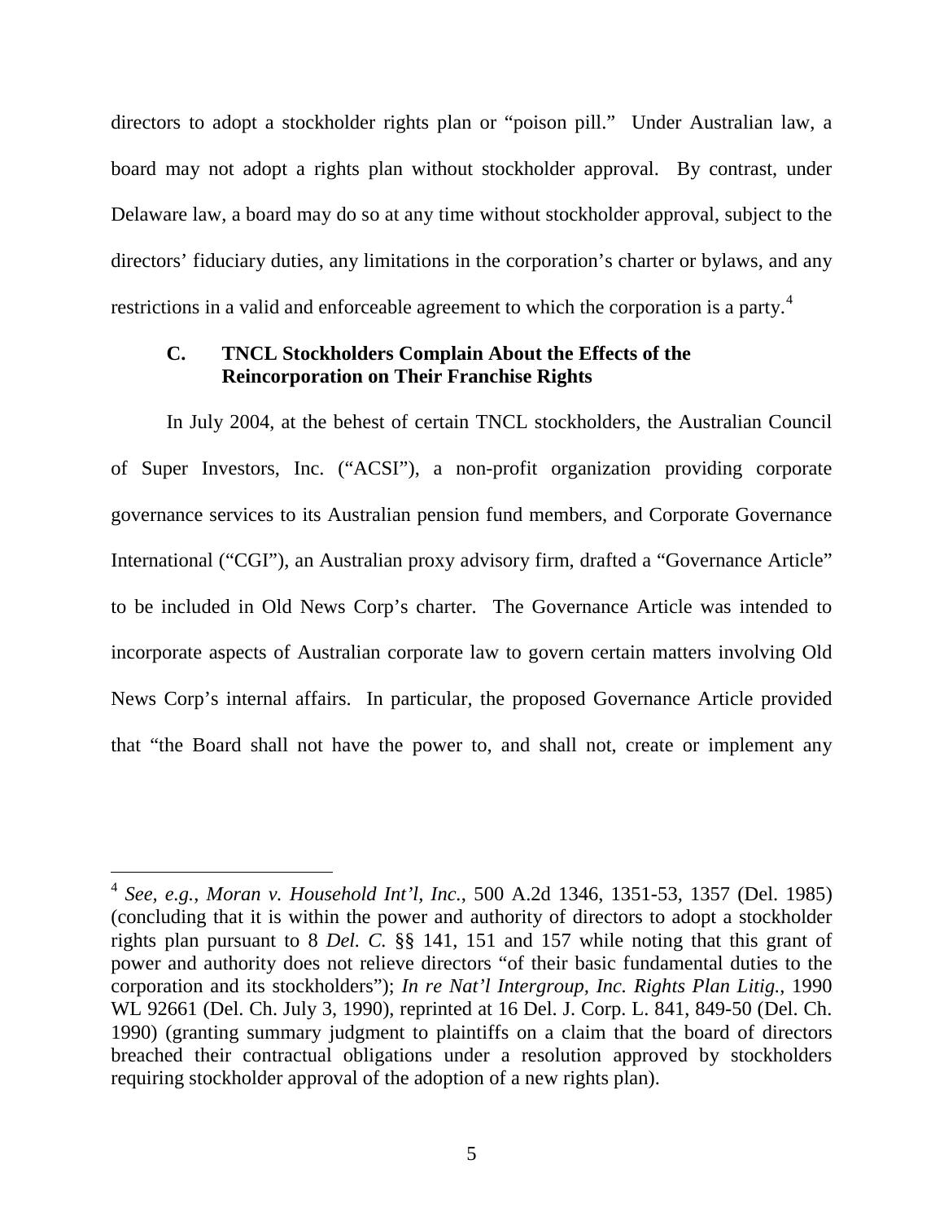directors to adopt a stockholder rights plan or "poison pill." Under Australian law, a board may not adopt a rights plan without stockholder approval. By contrast, under Delaware law, a board may do so at any time without stockholder approval, subject to the directors' fiduciary duties, any limitations in the corporation's charter or bylaws, and any restrictions in a valid and enforceable agreement to which the corporation is a party.[4]

### C. TNCL Stockholders Complain About the Effects of the Reincorporation on Their Franchise Rights

In July 2004, at the behest of certain TNCL stockholders, the Australian Council of Super Investors, Inc. ("ACSI"), a non-profit organization providing corporate governance services to its Australian pension fund members, and Corporate Governance International ("CGI"), an Australian proxy advisory firm, drafted a "Governance Article" to be included in Old News Corp's charter. The Governance Article was intended to incorporate aspects of Australian corporate law to govern certain matters involving Old News Corp's internal affairs. In particular, the proposed Governance Article provided that "the Board shall not have the power to, and shall not, create or implement any

---

[4] *See, e.g.*, *Moran v. Household Int'l, Inc.*, 500 A.2d 1346, 1351-53, 1357 (Del. 1985) (concluding that it is within the power and authority of directors to adopt a stockholder rights plan pursuant to 8 *Del. C.* §§ 141, 151 and 157 while noting that this grant of power and authority does not relieve directors "of their basic fundamental duties to the corporation and its stockholders"); *In re Nat'l Intergroup, Inc. Rights Plan Litig.*, 1990 WL 92661 (Del. Ch. July 3, 1990), reprinted at 16 Del. J. Corp. L. 841, 849-50 (Del. Ch. 1990) (granting summary judgment to plaintiffs on a claim that the board of directors breached their contractual obligations under a resolution approved by stockholders requiring stockholder approval of the adoption of a new rights plan).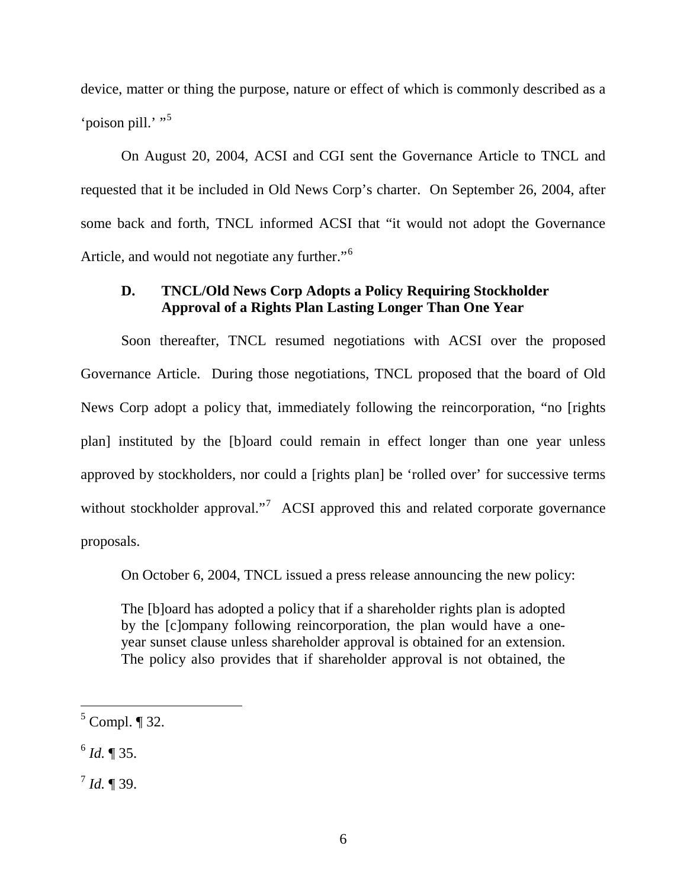device, matter or thing the purpose, nature or effect of which is commonly described as a 'poison pill.' "[5]

On August 20, 2004, ACSI and CGI sent the Governance Article to TNCL and requested that it be included in Old News Corp's charter. On September 26, 2004, after some back and forth, TNCL informed ACSI that "it would not adopt the Governance Article, and would not negotiate any further."[6]

### D. TNCL/Old News Corp Adopts a Policy Requiring Stockholder Approval of a Rights Plan Lasting Longer Than One Year

Soon thereafter, TNCL resumed negotiations with ACSI over the proposed Governance Article. During those negotiations, TNCL proposed that the board of Old News Corp adopt a policy that, immediately following the reincorporation, "no [rights plan] instituted by the [b]oard could remain in effect longer than one year unless approved by stockholders, nor could a [rights plan] be 'rolled over' for successive terms without stockholder approval."[7] ACSI approved this and related corporate governance proposals.

On October 6, 2004, TNCL issued a press release announcing the new policy:

> The [b]oard has adopted a policy that if a shareholder rights plan is adopted by the [c]ompany following reincorporation, the plan would have a one-year sunset clause unless shareholder approval is obtained for an extension. The policy also provides that if shareholder approval is not obtained, the

---

[5] Compl. ¶ 32.

[6] *Id.* ¶ 35.

[7] *Id.* ¶ 39.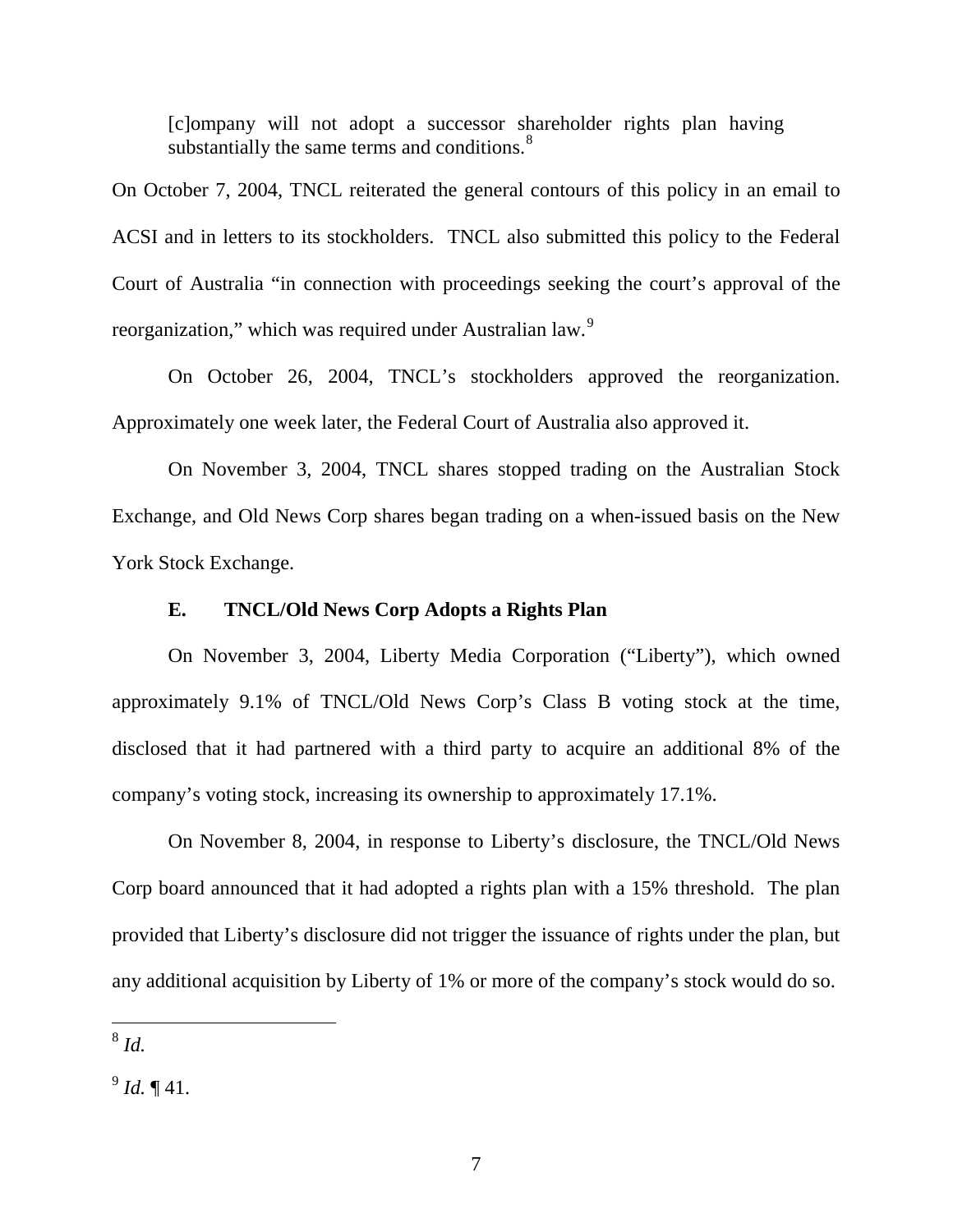> [c]ompany will not adopt a successor shareholder rights plan having substantially the same terms and conditions.[8]

On October 7, 2004, TNCL reiterated the general contours of this policy in an email to ACSI and in letters to its stockholders. TNCL also submitted this policy to the Federal Court of Australia "in connection with proceedings seeking the court's approval of the reorganization," which was required under Australian law.[9]

On October 26, 2004, TNCL's stockholders approved the reorganization. Approximately one week later, the Federal Court of Australia also approved it.

On November 3, 2004, TNCL shares stopped trading on the Australian Stock Exchange, and Old News Corp shares began trading on a when-issued basis on the New York Stock Exchange.

### E. TNCL/Old News Corp Adopts a Rights Plan

On November 3, 2004, Liberty Media Corporation ("Liberty"), which owned approximately 9.1% of TNCL/Old News Corp's Class B voting stock at the time, disclosed that it had partnered with a third party to acquire an additional 8% of the company's voting stock, increasing its ownership to approximately 17.1%.

On November 8, 2004, in response to Liberty's disclosure, the TNCL/Old News Corp board announced that it had adopted a rights plan with a 15% threshold. The plan provided that Liberty's disclosure did not trigger the issuance of rights under the plan, but any additional acquisition by Liberty of 1% or more of the company's stock would do so.

---

[8] *Id.*

[9] *Id.* ¶ 41.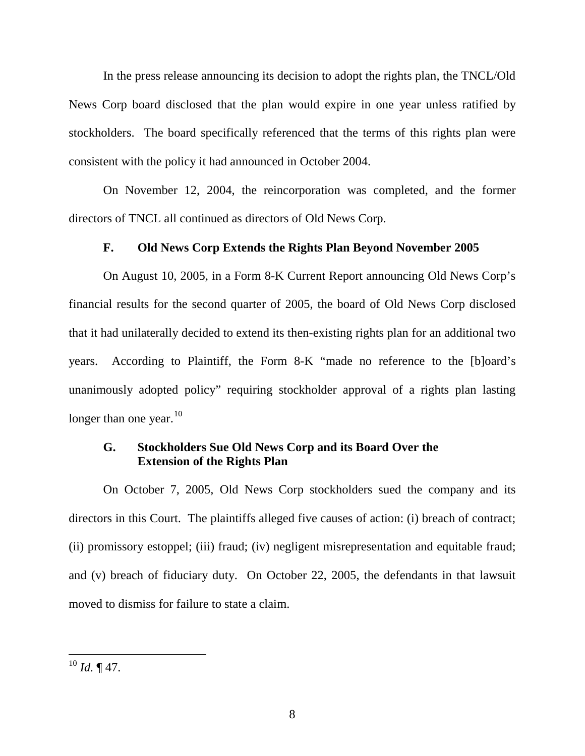In the press release announcing its decision to adopt the rights plan, the TNCL/Old News Corp board disclosed that the plan would expire in one year unless ratified by stockholders. The board specifically referenced that the terms of this rights plan were consistent with the policy it had announced in October 2004.

On November 12, 2004, the reincorporation was completed, and the former directors of TNCL all continued as directors of Old News Corp.

### F. Old News Corp Extends the Rights Plan Beyond November 2005

On August 10, 2005, in a Form 8-K Current Report announcing Old News Corp's financial results for the second quarter of 2005, the board of Old News Corp disclosed that it had unilaterally decided to extend its then-existing rights plan for an additional two years. According to Plaintiff, the Form 8-K "made no reference to the [b]oard's unanimously adopted policy" requiring stockholder approval of a rights plan lasting longer than one year.[10]

### G. Stockholders Sue Old News Corp and its Board Over the Extension of the Rights Plan

On October 7, 2005, Old News Corp stockholders sued the company and its directors in this Court. The plaintiffs alleged five causes of action: (i) breach of contract; (ii) promissory estoppel; (iii) fraud; (iv) negligent misrepresentation and equitable fraud; and (v) breach of fiduciary duty. On October 22, 2005, the defendants in that lawsuit moved to dismiss for failure to state a claim.

---

[10] *Id.* ¶ 47.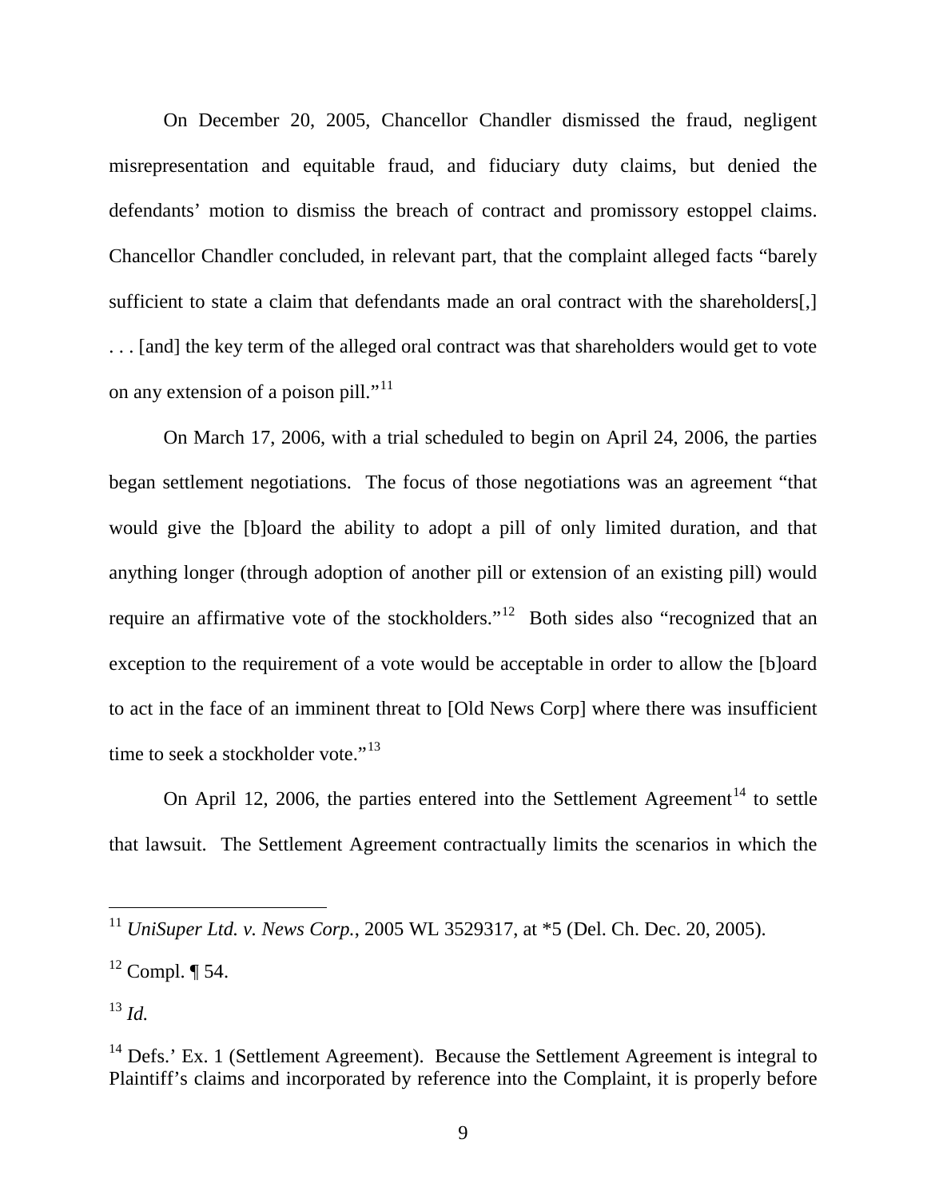On December 20, 2005, Chancellor Chandler dismissed the fraud, negligent misrepresentation and equitable fraud, and fiduciary duty claims, but denied the defendants' motion to dismiss the breach of contract and promissory estoppel claims. Chancellor Chandler concluded, in relevant part, that the complaint alleged facts "barely sufficient to state a claim that defendants made an oral contract with the shareholders[,] . . . [and] the key term of the alleged oral contract was that shareholders would get to vote on any extension of a poison pill."[11]

On March 17, 2006, with a trial scheduled to begin on April 24, 2006, the parties began settlement negotiations. The focus of those negotiations was an agreement "that would give the [b]oard the ability to adopt a pill of only limited duration, and that anything longer (through adoption of another pill or extension of an existing pill) would require an affirmative vote of the stockholders."[12] Both sides also "recognized that an exception to the requirement of a vote would be acceptable in order to allow the [b]oard to act in the face of an imminent threat to [Old News Corp] where there was insufficient time to seek a stockholder vote."[13]

On April 12, 2006, the parties entered into the Settlement Agreement[14] to settle that lawsuit. The Settlement Agreement contractually limits the scenarios in which the

---

[11] *UniSuper Ltd. v. News Corp.*, 2005 WL 3529317, at *5 (Del. Ch. Dec. 20, 2005).

[12] Compl. ¶ 54.

[13] *Id.*

[14] Defs.' Ex. 1 (Settlement Agreement). Because the Settlement Agreement is integral to Plaintiff's claims and incorporated by reference into the Complaint, it is properly before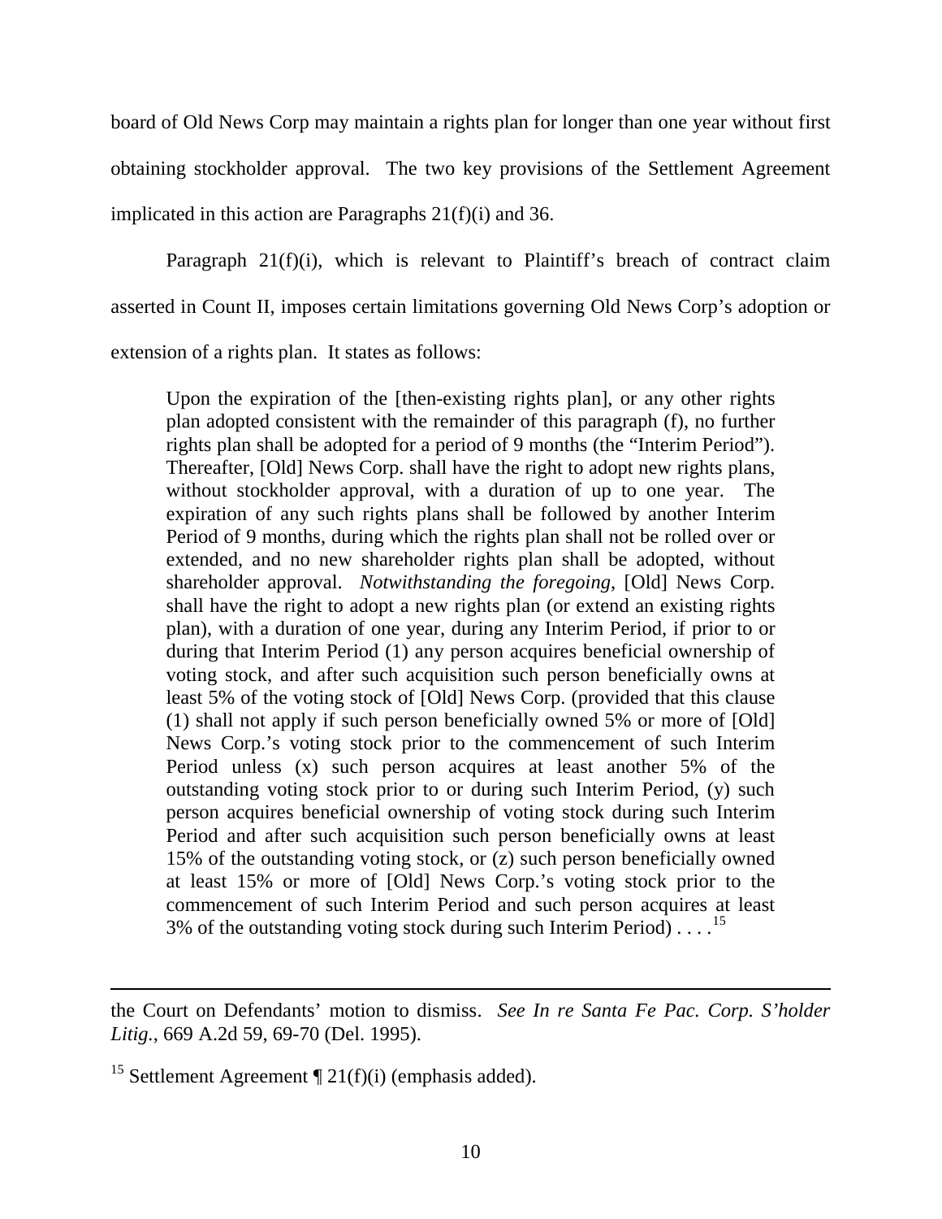board of Old News Corp may maintain a rights plan for longer than one year without first obtaining stockholder approval. The two key provisions of the Settlement Agreement implicated in this action are Paragraphs 21(f)(i) and 36.

Paragraph 21(f)(i), which is relevant to Plaintiff's breach of contract claim asserted in Count II, imposes certain limitations governing Old News Corp's adoption or extension of a rights plan. It states as follows:

> Upon the expiration of the [then-existing rights plan], or any other rights plan adopted consistent with the remainder of this paragraph (f), no further rights plan shall be adopted for a period of 9 months (the "Interim Period"). Thereafter, [Old] News Corp. shall have the right to adopt new rights plans, without stockholder approval, with a duration of up to one year. The expiration of any such rights plans shall be followed by another Interim Period of 9 months, during which the rights plan shall not be rolled over or extended, and no new shareholder rights plan shall be adopted, without shareholder approval. *Notwithstanding the foregoing*, [Old] News Corp. shall have the right to adopt a new rights plan (or extend an existing rights plan), with a duration of one year, during any Interim Period, if prior to or during that Interim Period (1) any person acquires beneficial ownership of voting stock, and after such acquisition such person beneficially owns at least 5% of the voting stock of [Old] News Corp. (provided that this clause (1) shall not apply if such person beneficially owned 5% or more of [Old] News Corp.'s voting stock prior to the commencement of such Interim Period unless (x) such person acquires at least another 5% of the outstanding voting stock prior to or during such Interim Period, (y) such person acquires beneficial ownership of voting stock during such Interim Period and after such acquisition such person beneficially owns at least 15% of the outstanding voting stock, or (z) such person beneficially owned at least 15% or more of [Old] News Corp.'s voting stock prior to the commencement of such Interim Period and such person acquires at least 3% of the outstanding voting stock during such Interim Period) . . . .[15]

---

the Court on Defendants' motion to dismiss. *See In re Santa Fe Pac. Corp. S'holder Litig.*, 669 A.2d 59, 69-70 (Del. 1995).

[15] Settlement Agreement ¶ 21(f)(i) (emphasis added).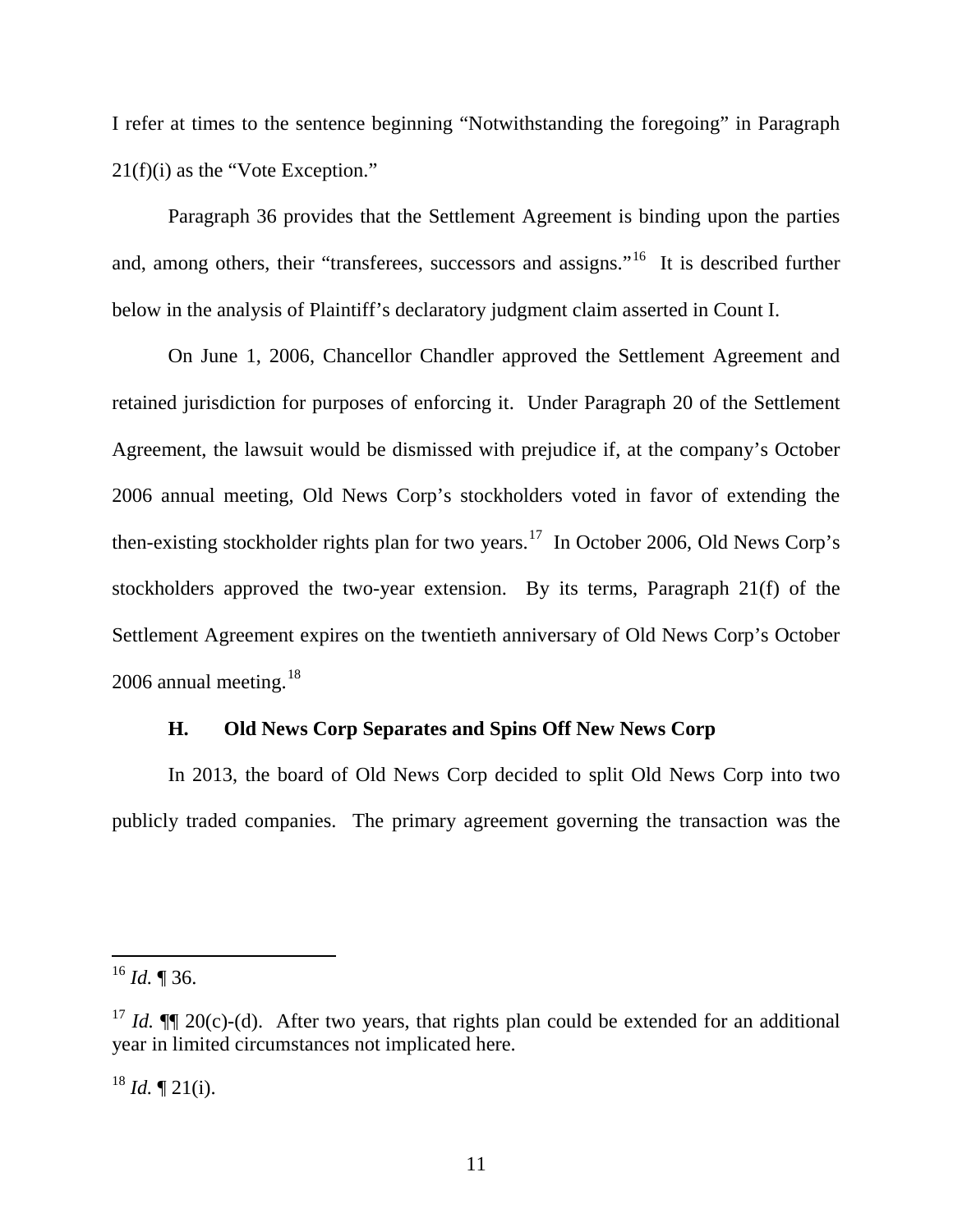I refer at times to the sentence beginning "Notwithstanding the foregoing" in Paragraph 21(f)(i) as the "Vote Exception."

Paragraph 36 provides that the Settlement Agreement is binding upon the parties and, among others, their "transferees, successors and assigns."[16] It is described further below in the analysis of Plaintiff's declaratory judgment claim asserted in Count I.

On June 1, 2006, Chancellor Chandler approved the Settlement Agreement and retained jurisdiction for purposes of enforcing it. Under Paragraph 20 of the Settlement Agreement, the lawsuit would be dismissed with prejudice if, at the company's October 2006 annual meeting, Old News Corp's stockholders voted in favor of extending the then-existing stockholder rights plan for two years.[17] In October 2006, Old News Corp's stockholders approved the two-year extension. By its terms, Paragraph 21(f) of the Settlement Agreement expires on the twentieth anniversary of Old News Corp's October 2006 annual meeting.[18]

### H. Old News Corp Separates and Spins Off New News Corp

In 2013, the board of Old News Corp decided to split Old News Corp into two publicly traded companies. The primary agreement governing the transaction was the

---

[16] *Id.* ¶ 36.

[17] *Id.* ¶¶ 20(c)-(d). After two years, that rights plan could be extended for an additional year in limited circumstances not implicated here.

[18] *Id.* ¶ 21(i).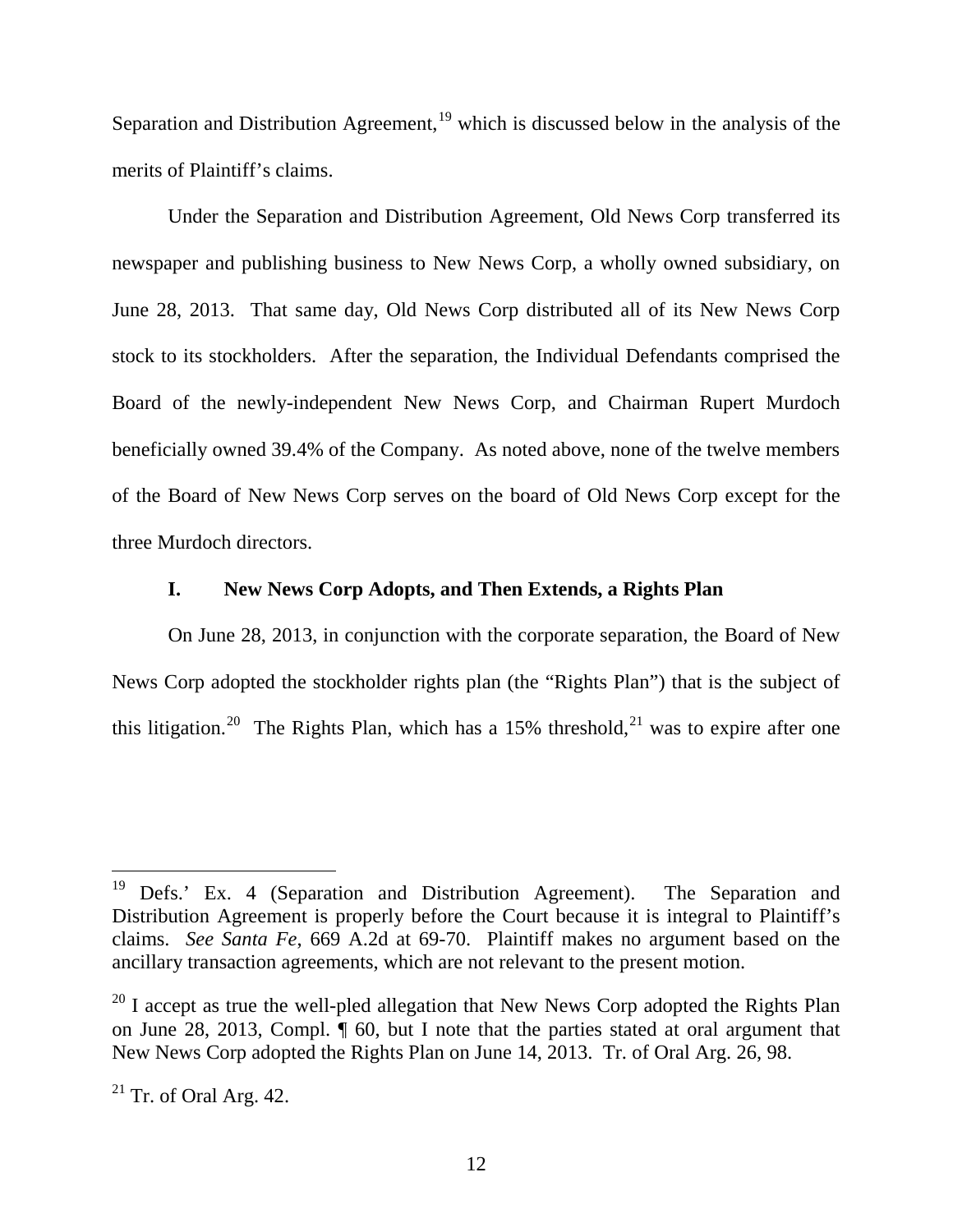Separation and Distribution Agreement,[19] which is discussed below in the analysis of the merits of Plaintiff's claims.

Under the Separation and Distribution Agreement, Old News Corp transferred its newspaper and publishing business to New News Corp, a wholly owned subsidiary, on June 28, 2013. That same day, Old News Corp distributed all of its New News Corp stock to its stockholders. After the separation, the Individual Defendants comprised the Board of the newly-independent New News Corp, and Chairman Rupert Murdoch beneficially owned 39.4% of the Company. As noted above, none of the twelve members of the Board of New News Corp serves on the board of Old News Corp except for the three Murdoch directors.

### I. New News Corp Adopts, and Then Extends, a Rights Plan

On June 28, 2013, in conjunction with the corporate separation, the Board of New News Corp adopted the stockholder rights plan (the "Rights Plan") that is the subject of this litigation.[20] The Rights Plan, which has a 15% threshold,[21] was to expire after one

---

[19] Defs.' Ex. 4 (Separation and Distribution Agreement). The Separation and Distribution Agreement is properly before the Court because it is integral to Plaintiff's claims. *See Santa Fe*, 669 A.2d at 69-70. Plaintiff makes no argument based on the ancillary transaction agreements, which are not relevant to the present motion.

[20] I accept as true the well-pled allegation that New News Corp adopted the Rights Plan on June 28, 2013, Compl. ¶ 60, but I note that the parties stated at oral argument that New News Corp adopted the Rights Plan on June 14, 2013. Tr. of Oral Arg. 26, 98.

[21] Tr. of Oral Arg. 42.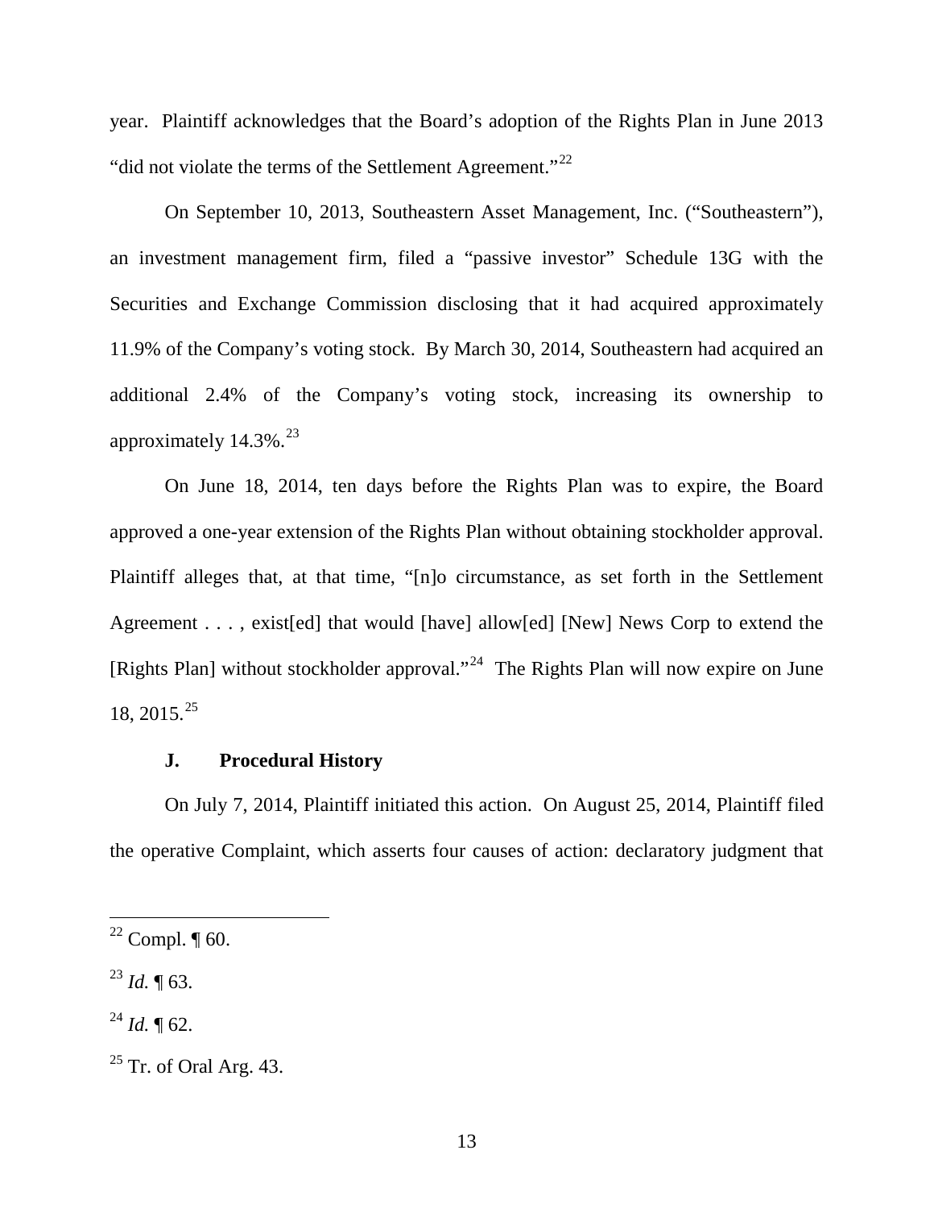year. Plaintiff acknowledges that the Board's adoption of the Rights Plan in June 2013 "did not violate the terms of the Settlement Agreement."[22]

On September 10, 2013, Southeastern Asset Management, Inc. ("Southeastern"), an investment management firm, filed a "passive investor" Schedule 13G with the Securities and Exchange Commission disclosing that it had acquired approximately 11.9% of the Company's voting stock. By March 30, 2014, Southeastern had acquired an additional 2.4% of the Company's voting stock, increasing its ownership to approximately 14.3%.[23]

On June 18, 2014, ten days before the Rights Plan was to expire, the Board approved a one-year extension of the Rights Plan without obtaining stockholder approval. Plaintiff alleges that, at that time, "[n]o circumstance, as set forth in the Settlement Agreement . . . , exist[ed] that would [have] allow[ed] [New] News Corp to extend the [Rights Plan] without stockholder approval."[24] The Rights Plan will now expire on June 18, 2015.[25]

### J. Procedural History

On July 7, 2014, Plaintiff initiated this action. On August 25, 2014, Plaintiff filed the operative Complaint, which asserts four causes of action: declaratory judgment that

---

[22] Compl. ¶ 60.

[23] *Id.* ¶ 63.

[24] *Id.* ¶ 62.

[25] Tr. of Oral Arg. 43.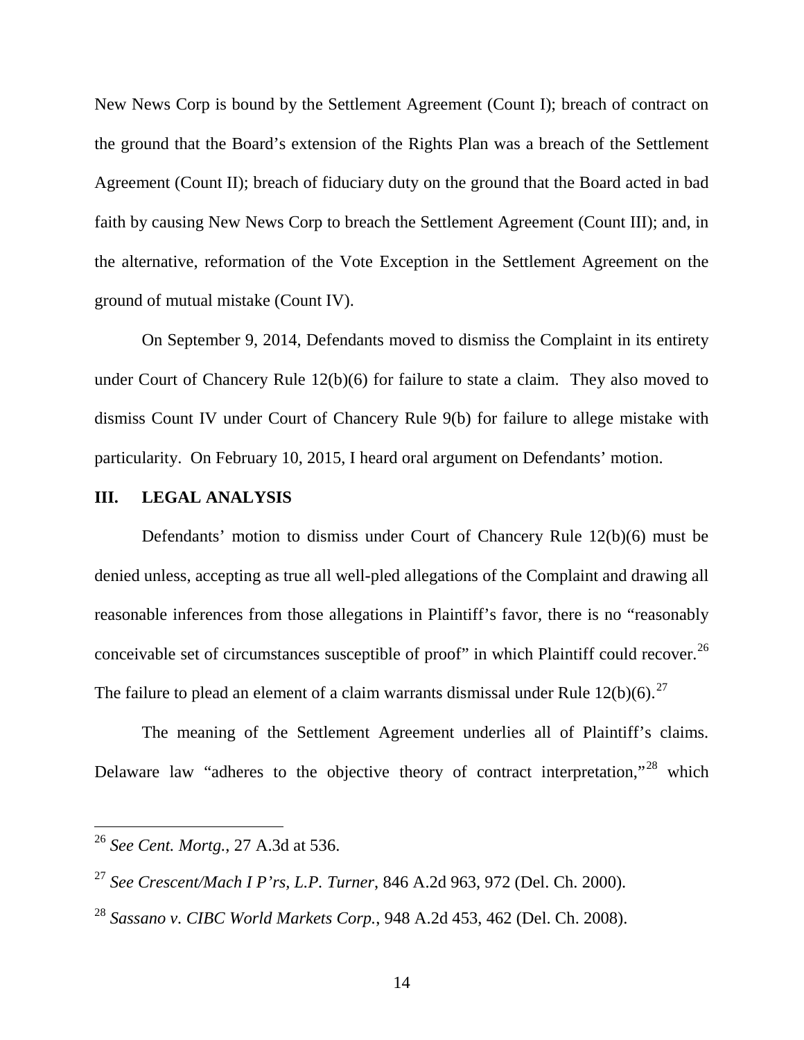New News Corp is bound by the Settlement Agreement (Count I); breach of contract on the ground that the Board's extension of the Rights Plan was a breach of the Settlement Agreement (Count II); breach of fiduciary duty on the ground that the Board acted in bad faith by causing New News Corp to breach the Settlement Agreement (Count III); and, in the alternative, reformation of the Vote Exception in the Settlement Agreement on the ground of mutual mistake (Count IV).

On September 9, 2014, Defendants moved to dismiss the Complaint in its entirety under Court of Chancery Rule 12(b)(6) for failure to state a claim. They also moved to dismiss Count IV under Court of Chancery Rule 9(b) for failure to allege mistake with particularity. On February 10, 2015, I heard oral argument on Defendants' motion.

## III. LEGAL ANALYSIS

Defendants' motion to dismiss under Court of Chancery Rule 12(b)(6) must be denied unless, accepting as true all well-pled allegations of the Complaint and drawing all reasonable inferences from those allegations in Plaintiff's favor, there is no "reasonably conceivable set of circumstances susceptible of proof" in which Plaintiff could recover.[26] The failure to plead an element of a claim warrants dismissal under Rule 12(b)(6).[27]

The meaning of the Settlement Agreement underlies all of Plaintiff's claims. Delaware law "adheres to the objective theory of contract interpretation,"[28] which

---

[26] *See Cent. Mortg.*, 27 A.3d at 536.

[27] *See Crescent/Mach I P'rs, L.P. Turner*, 846 A.2d 963, 972 (Del. Ch. 2000).

[28] *Sassano v. CIBC World Markets Corp.*, 948 A.2d 453, 462 (Del. Ch. 2008).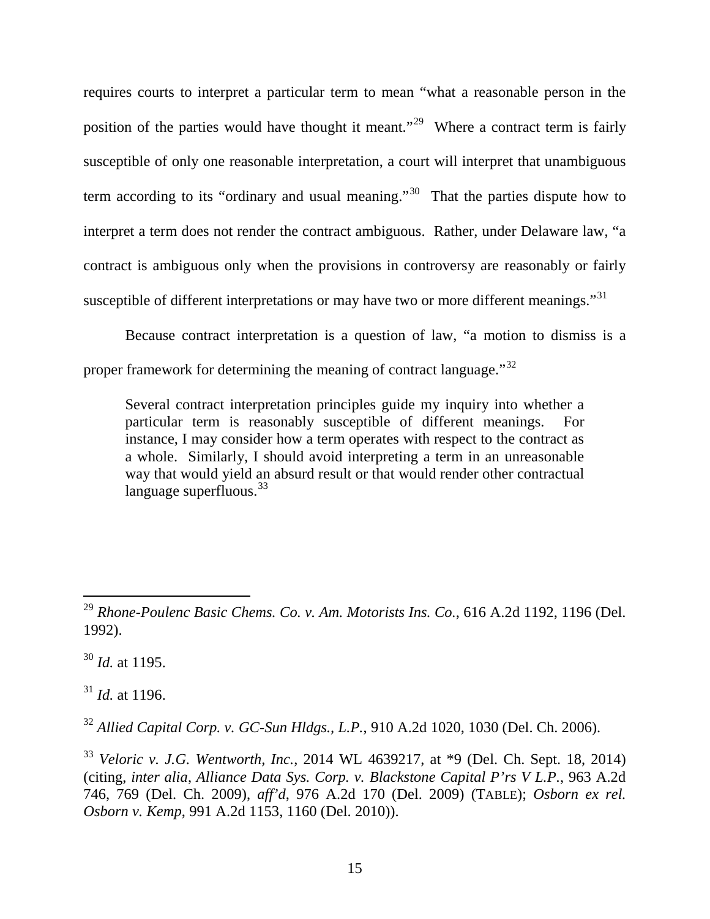requires courts to interpret a particular term to mean "what a reasonable person in the position of the parties would have thought it meant."[29] Where a contract term is fairly susceptible of only one reasonable interpretation, a court will interpret that unambiguous term according to its "ordinary and usual meaning."[30] That the parties dispute how to interpret a term does not render the contract ambiguous. Rather, under Delaware law, "a contract is ambiguous only when the provisions in controversy are reasonably or fairly susceptible of different interpretations or may have two or more different meanings."[31]

Because contract interpretation is a question of law, "a motion to dismiss is a proper framework for determining the meaning of contract language."[32]

> Several contract interpretation principles guide my inquiry into whether a particular term is reasonably susceptible of different meanings. For instance, I may consider how a term operates with respect to the contract as a whole. Similarly, I should avoid interpreting a term in an unreasonable way that would yield an absurd result or that would render other contractual language superfluous.[33]

---

[29] *Rhone-Poulenc Basic Chems. Co. v. Am. Motorists Ins. Co.*, 616 A.2d 1192, 1196 (Del. 1992).

[30] *Id.* at 1195.

[31] *Id.* at 1196.

[32] *Allied Capital Corp. v. GC-Sun Hldgs., L.P.*, 910 A.2d 1020, 1030 (Del. Ch. 2006).

[33] *Veloric v. J.G. Wentworth, Inc.*, 2014 WL 4639217, at *9 (Del. Ch. Sept. 18, 2014) (citing, *inter alia*, *Alliance Data Sys. Corp. v. Blackstone Capital P'rs V L.P.*, 963 A.2d 746, 769 (Del. Ch. 2009), *aff'd*, 976 A.2d 170 (Del. 2009) (TABLE); *Osborn ex rel. Osborn v. Kemp*, 991 A.2d 1153, 1160 (Del. 2010)).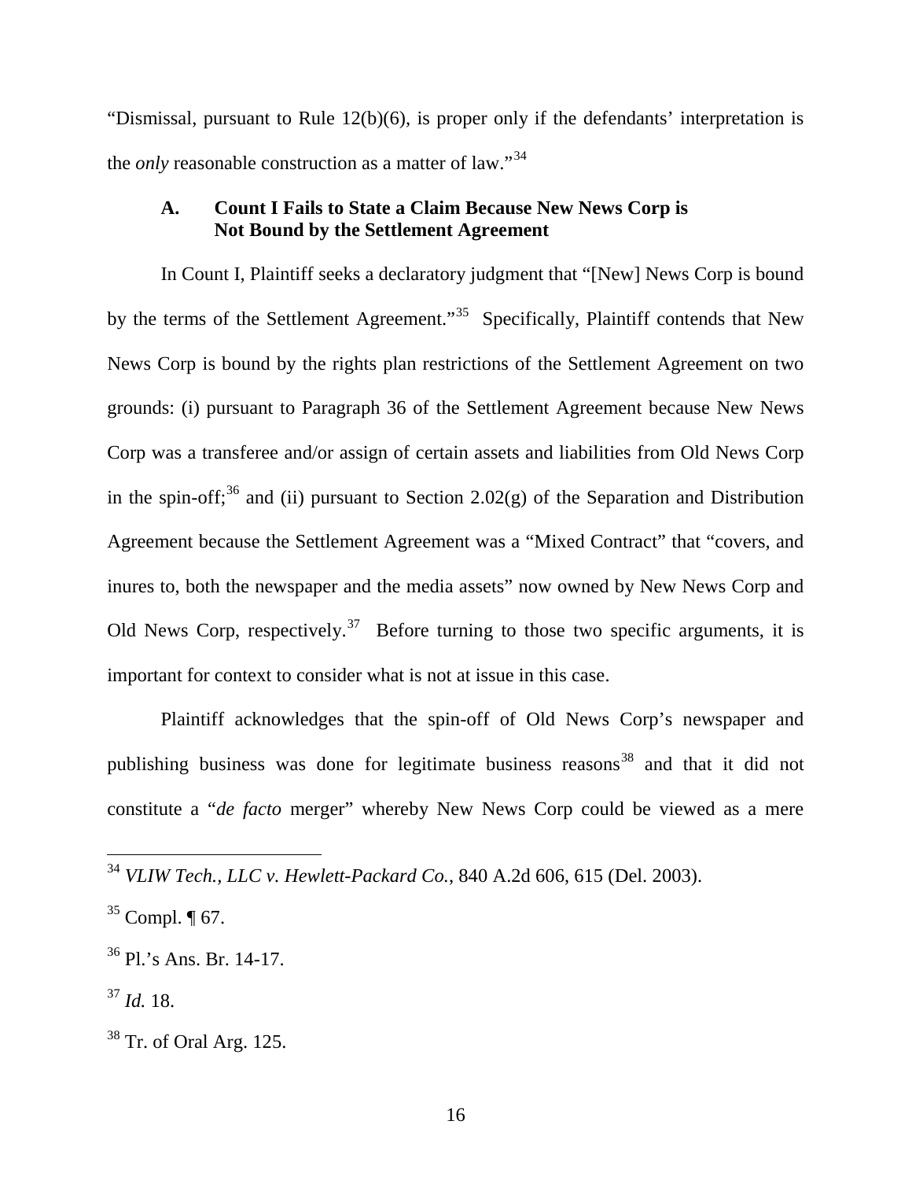"Dismissal, pursuant to Rule 12(b)(6), is proper only if the defendants' interpretation is the *only* reasonable construction as a matter of law."[34]

### A. Count I Fails to State a Claim Because New News Corp is Not Bound by the Settlement Agreement

In Count I, Plaintiff seeks a declaratory judgment that "[New] News Corp is bound by the terms of the Settlement Agreement."[35] Specifically, Plaintiff contends that New News Corp is bound by the rights plan restrictions of the Settlement Agreement on two grounds: (i) pursuant to Paragraph 36 of the Settlement Agreement because New News Corp was a transferee and/or assign of certain assets and liabilities from Old News Corp in the spin-off;[36] and (ii) pursuant to Section 2.02(g) of the Separation and Distribution Agreement because the Settlement Agreement was a "Mixed Contract" that "covers, and inures to, both the newspaper and the media assets" now owned by New News Corp and Old News Corp, respectively.[37] Before turning to those two specific arguments, it is important for context to consider what is not at issue in this case.

Plaintiff acknowledges that the spin-off of Old News Corp's newspaper and publishing business was done for legitimate business reasons[38] and that it did not constitute a "*de facto* merger" whereby New News Corp could be viewed as a mere

---

[34] *VLIW Tech., LLC v. Hewlett-Packard Co.*, 840 A.2d 606, 615 (Del. 2003).

[35] Compl. ¶ 67.

[36] Pl.'s Ans. Br. 14-17.

[37] *Id.* 18.

[38] Tr. of Oral Arg. 125.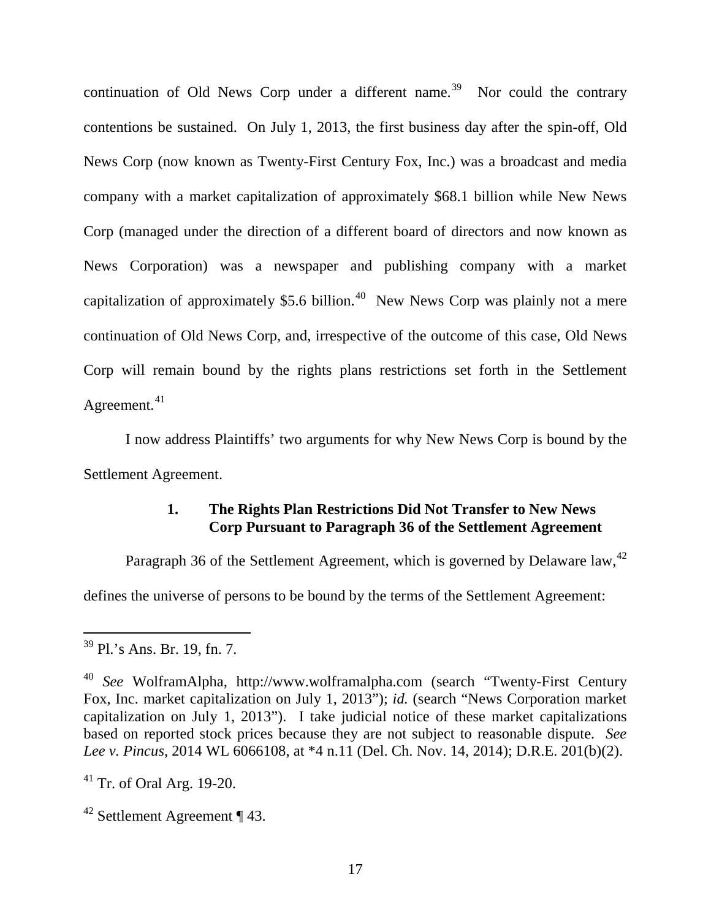continuation of Old News Corp under a different name.[39] Nor could the contrary contentions be sustained. On July 1, 2013, the first business day after the spin-off, Old News Corp (now known as Twenty-First Century Fox, Inc.) was a broadcast and media company with a market capitalization of approximately $68.1 billion while New News Corp (managed under the direction of a different board of directors and now known as News Corporation) was a newspaper and publishing company with a market capitalization of approximately $5.6 billion.[40] New News Corp was plainly not a mere continuation of Old News Corp, and, irrespective of the outcome of this case, Old News Corp will remain bound by the rights plans restrictions set forth in the Settlement Agreement.[41]

I now address Plaintiffs' two arguments for why New News Corp is bound by the Settlement Agreement.

### 1. The Rights Plan Restrictions Did Not Transfer to New News Corp Pursuant to Paragraph 36 of the Settlement Agreement

Paragraph 36 of the Settlement Agreement, which is governed by Delaware law,[42] defines the universe of persons to be bound by the terms of the Settlement Agreement:

---

[39] Pl.'s Ans. Br. 19, fn. 7.

[40] *See* WolframAlpha, http://www.wolframalpha.com (search "Twenty-First Century Fox, Inc. market capitalization on July 1, 2013"); *id.* (search "News Corporation market capitalization on July 1, 2013"). I take judicial notice of these market capitalizations based on reported stock prices because they are not subject to reasonable dispute. *See Lee v. Pincus*, 2014 WL 6066108, at *4 n.11 (Del. Ch. Nov. 14, 2014); D.R.E. 201(b)(2).

[41] Tr. of Oral Arg. 19-20.

[42] Settlement Agreement ¶ 43.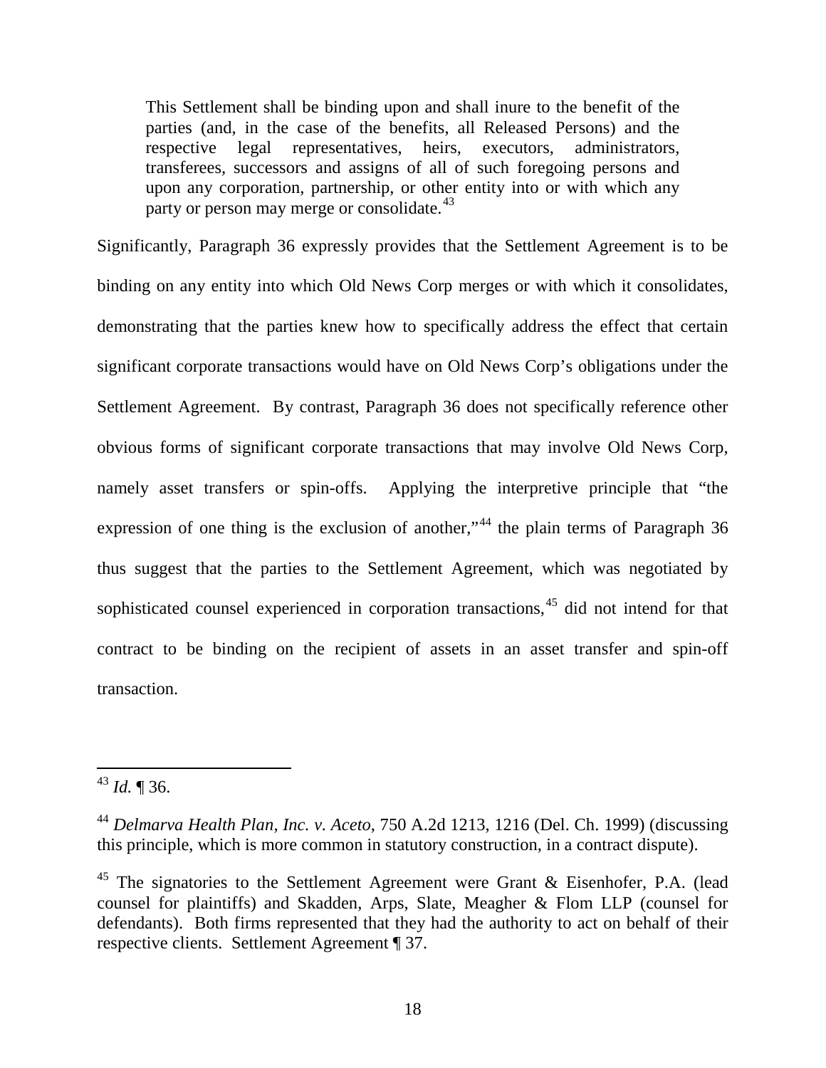> This Settlement shall be binding upon and shall inure to the benefit of the parties (and, in the case of the benefits, all Released Persons) and the respective legal representatives, heirs, executors, administrators, transferees, successors and assigns of all of such foregoing persons and upon any corporation, partnership, or other entity into or with which any party or person may merge or consolidate.[43]

Significantly, Paragraph 36 expressly provides that the Settlement Agreement is to be binding on any entity into which Old News Corp merges or with which it consolidates, demonstrating that the parties knew how to specifically address the effect that certain significant corporate transactions would have on Old News Corp's obligations under the Settlement Agreement. By contrast, Paragraph 36 does not specifically reference other obvious forms of significant corporate transactions that may involve Old News Corp, namely asset transfers or spin-offs. Applying the interpretive principle that "the expression of one thing is the exclusion of another,"[44] the plain terms of Paragraph 36 thus suggest that the parties to the Settlement Agreement, which was negotiated by sophisticated counsel experienced in corporation transactions,[45] did not intend for that contract to be binding on the recipient of assets in an asset transfer and spin-off transaction.

---

[43] *Id.* ¶ 36.

[44] *Delmarva Health Plan, Inc. v. Aceto*, 750 A.2d 1213, 1216 (Del. Ch. 1999) (discussing this principle, which is more common in statutory construction, in a contract dispute).

[45] The signatories to the Settlement Agreement were Grant & Eisenhofer, P.A. (lead counsel for plaintiffs) and Skadden, Arps, Slate, Meagher & Flom LLP (counsel for defendants). Both firms represented that they had the authority to act on behalf of their respective clients. Settlement Agreement ¶ 37.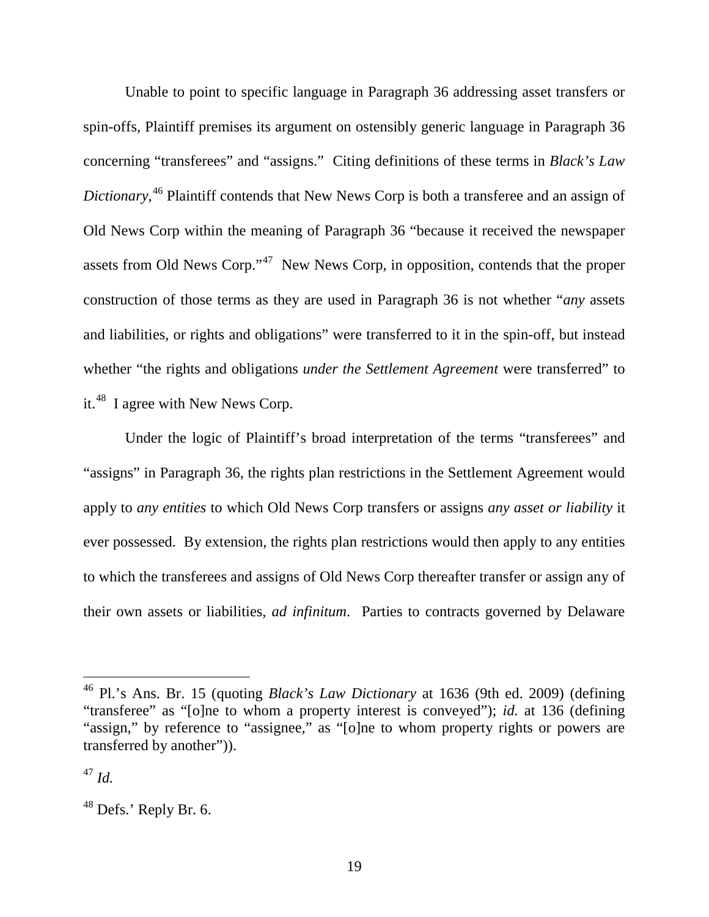Unable to point to specific language in Paragraph 36 addressing asset transfers or spin-offs, Plaintiff premises its argument on ostensibly generic language in Paragraph 36 concerning "transferees" and "assigns." Citing definitions of these terms in *Black's Law Dictionary*,[46] Plaintiff contends that New News Corp is both a transferee and an assign of Old News Corp within the meaning of Paragraph 36 "because it received the newspaper assets from Old News Corp."[47] New News Corp, in opposition, contends that the proper construction of those terms as they are used in Paragraph 36 is not whether "*any* assets and liabilities, or rights and obligations" were transferred to it in the spin-off, but instead whether "the rights and obligations *under the Settlement Agreement* were transferred" to it.[48] I agree with New News Corp.

Under the logic of Plaintiff's broad interpretation of the terms "transferees" and "assigns" in Paragraph 36, the rights plan restrictions in the Settlement Agreement would apply to *any entities* to which Old News Corp transfers or assigns *any asset or liability* it ever possessed. By extension, the rights plan restrictions would then apply to any entities to which the transferees and assigns of Old News Corp thereafter transfer or assign any of their own assets or liabilities, *ad infinitum*. Parties to contracts governed by Delaware

---

[46] Pl.'s Ans. Br. 15 (quoting *Black's Law Dictionary* at 1636 (9th ed. 2009) (defining "transferee" as "[o]ne to whom a property interest is conveyed"); *id.* at 136 (defining "assign," by reference to "assignee," as "[o]ne to whom property rights or powers are transferred by another")).

[47] *Id.*

[48] Defs.' Reply Br. 6.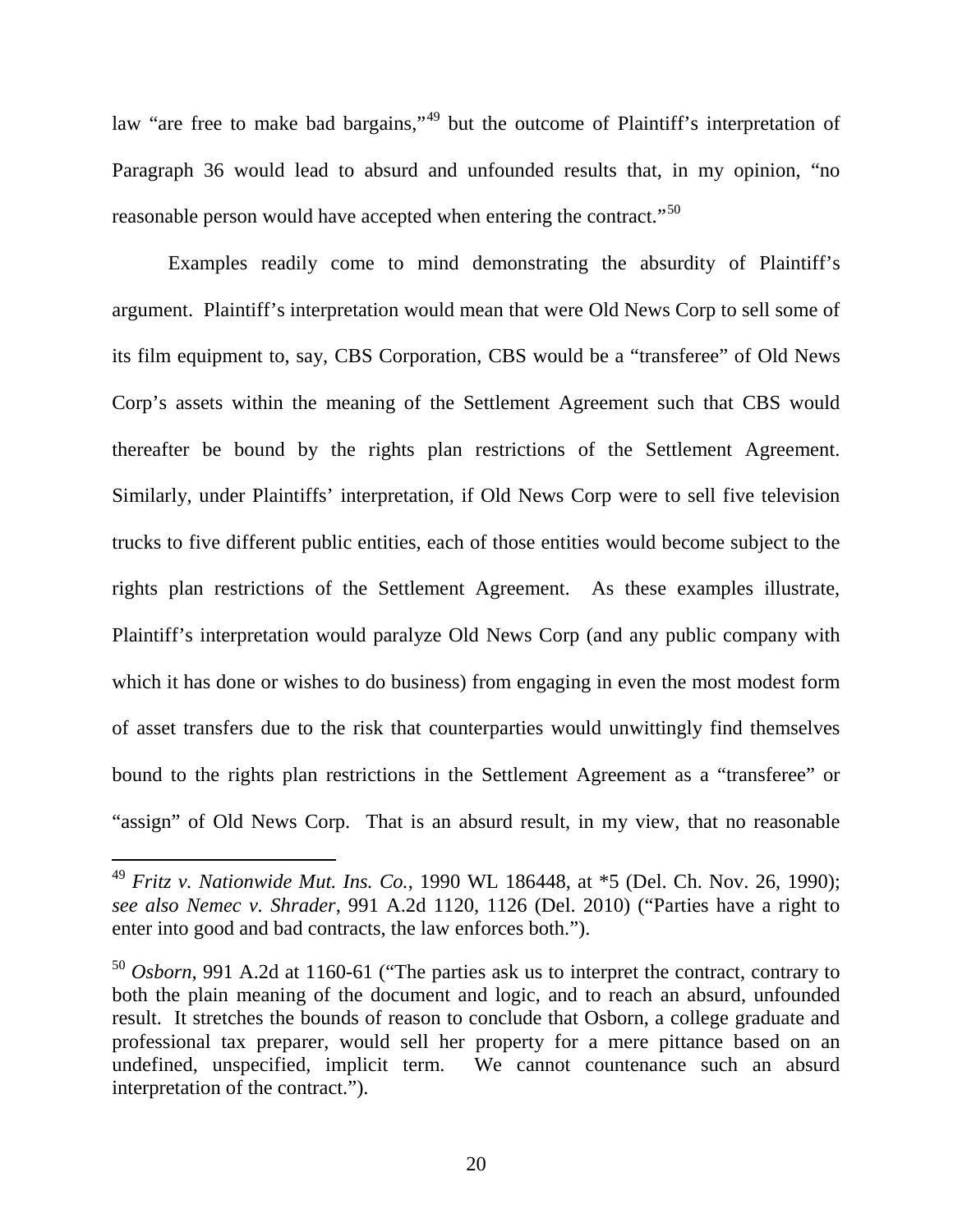law "are free to make bad bargains,"[49] but the outcome of Plaintiff's interpretation of Paragraph 36 would lead to absurd and unfounded results that, in my opinion, "no reasonable person would have accepted when entering the contract."[50]

Examples readily come to mind demonstrating the absurdity of Plaintiff's argument. Plaintiff's interpretation would mean that were Old News Corp to sell some of its film equipment to, say, CBS Corporation, CBS would be a "transferee" of Old News Corp's assets within the meaning of the Settlement Agreement such that CBS would thereafter be bound by the rights plan restrictions of the Settlement Agreement. Similarly, under Plaintiffs' interpretation, if Old News Corp were to sell five television trucks to five different public entities, each of those entities would become subject to the rights plan restrictions of the Settlement Agreement. As these examples illustrate, Plaintiff's interpretation would paralyze Old News Corp (and any public company with which it has done or wishes to do business) from engaging in even the most modest form of asset transfers due to the risk that counterparties would unwittingly find themselves bound to the rights plan restrictions in the Settlement Agreement as a "transferee" or "assign" of Old News Corp. That is an absurd result, in my view, that no reasonable

---

[49] *Fritz v. Nationwide Mut. Ins. Co.*, 1990 WL 186448, at *5 (Del. Ch. Nov. 26, 1990); *see also Nemec v. Shrader*, 991 A.2d 1120, 1126 (Del. 2010) ("Parties have a right to enter into good and bad contracts, the law enforces both.").

[50] *Osborn*, 991 A.2d at 1160-61 ("The parties ask us to interpret the contract, contrary to both the plain meaning of the document and logic, and to reach an absurd, unfounded result. It stretches the bounds of reason to conclude that Osborn, a college graduate and professional tax preparer, would sell her property for a mere pittance based on an undefined, unspecified, implicit term. We cannot countenance such an absurd interpretation of the contract.").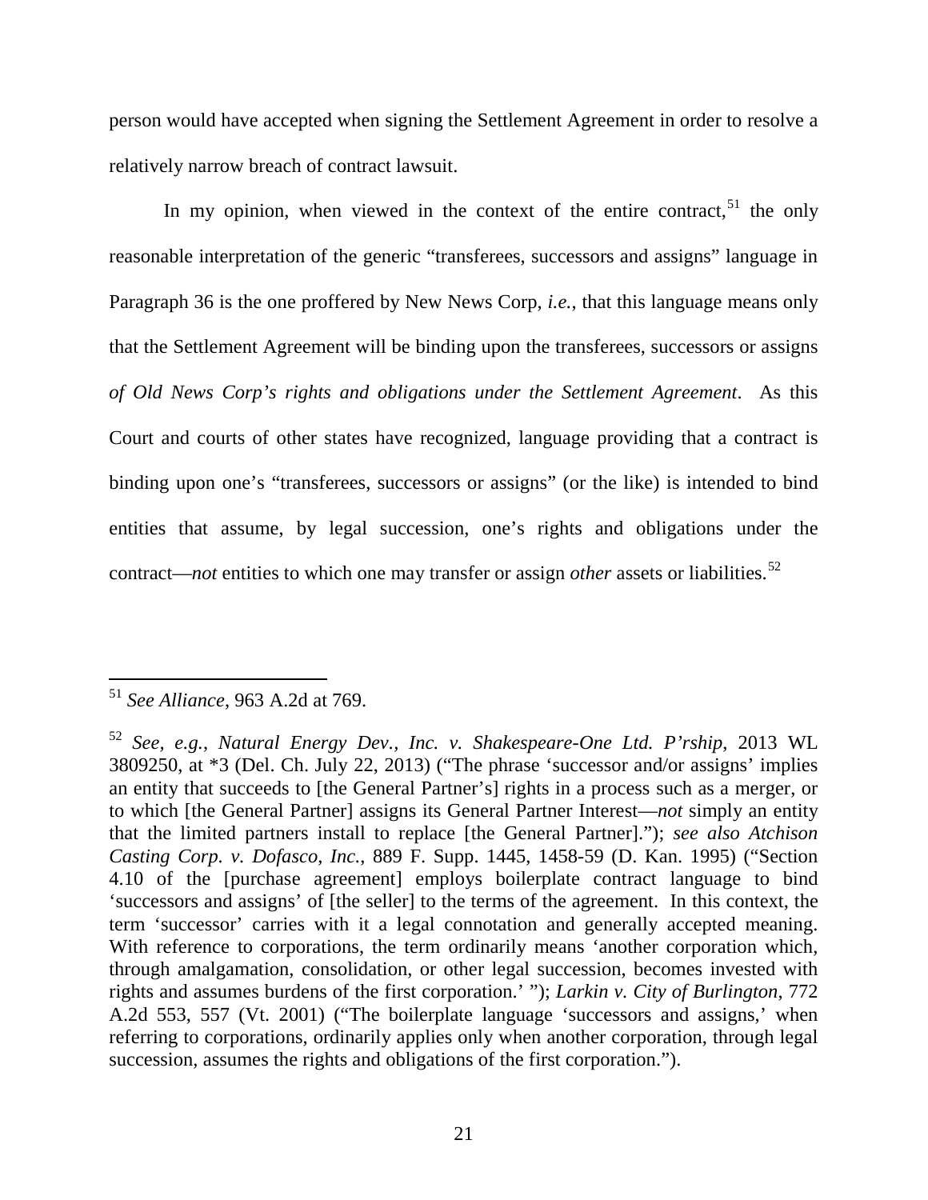person would have accepted when signing the Settlement Agreement in order to resolve a relatively narrow breach of contract lawsuit.

In my opinion, when viewed in the context of the entire contract,[51] the only reasonable interpretation of the generic "transferees, successors and assigns" language in Paragraph 36 is the one proffered by New News Corp, *i.e.*, that this language means only that the Settlement Agreement will be binding upon the transferees, successors or assigns *of Old News Corp's rights and obligations under the Settlement Agreement*. As this Court and courts of other states have recognized, language providing that a contract is binding upon one's "transferees, successors or assigns" (or the like) is intended to bind entities that assume, by legal succession, one's rights and obligations under the contract—*not* entities to which one may transfer or assign *other* assets or liabilities.[52]

---

[51] *See Alliance*, 963 A.2d at 769.

[52] *See, e.g.*, *Natural Energy Dev., Inc. v. Shakespeare-One Ltd. P'rship*, 2013 WL 3809250, at *3 (Del. Ch. July 22, 2013) ("The phrase 'successor and/or assigns' implies an entity that succeeds to [the General Partner's] rights in a process such as a merger, or to which [the General Partner] assigns its General Partner Interest—*not* simply an entity that the limited partners install to replace [the General Partner]."); *see also Atchison Casting Corp. v. Dofasco, Inc.*, 889 F. Supp. 1445, 1458-59 (D. Kan. 1995) ("Section 4.10 of the [purchase agreement] employs boilerplate contract language to bind 'successors and assigns' of [the seller] to the terms of the agreement. In this context, the term 'successor' carries with it a legal connotation and generally accepted meaning. With reference to corporations, the term ordinarily means 'another corporation which, through amalgamation, consolidation, or other legal succession, becomes invested with rights and assumes burdens of the first corporation.' "); *Larkin v. City of Burlington*, 772 A.2d 553, 557 (Vt. 2001) ("The boilerplate language 'successors and assigns,' when referring to corporations, ordinarily applies only when another corporation, through legal succession, assumes the rights and obligations of the first corporation.").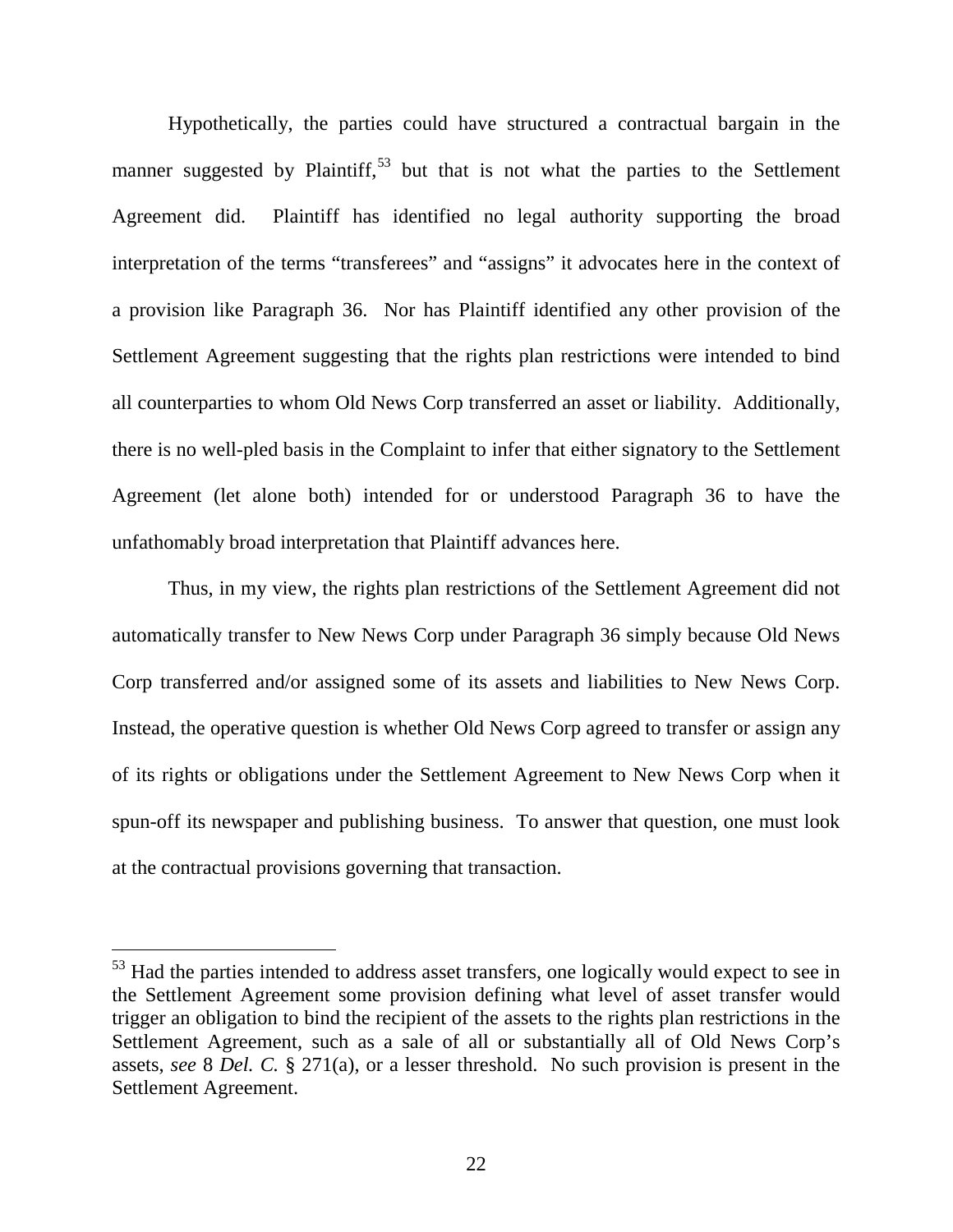Hypothetically, the parties could have structured a contractual bargain in the manner suggested by Plaintiff,[53] but that is not what the parties to the Settlement Agreement did. Plaintiff has identified no legal authority supporting the broad interpretation of the terms "transferees" and "assigns" it advocates here in the context of a provision like Paragraph 36. Nor has Plaintiff identified any other provision of the Settlement Agreement suggesting that the rights plan restrictions were intended to bind all counterparties to whom Old News Corp transferred an asset or liability. Additionally, there is no well-pled basis in the Complaint to infer that either signatory to the Settlement Agreement (let alone both) intended for or understood Paragraph 36 to have the unfathomably broad interpretation that Plaintiff advances here.

Thus, in my view, the rights plan restrictions of the Settlement Agreement did not automatically transfer to New News Corp under Paragraph 36 simply because Old News Corp transferred and/or assigned some of its assets and liabilities to New News Corp. Instead, the operative question is whether Old News Corp agreed to transfer or assign any of its rights or obligations under the Settlement Agreement to New News Corp when it spun-off its newspaper and publishing business. To answer that question, one must look at the contractual provisions governing that transaction.

---

[53] Had the parties intended to address asset transfers, one logically would expect to see in the Settlement Agreement some provision defining what level of asset transfer would trigger an obligation to bind the recipient of the assets to the rights plan restrictions in the Settlement Agreement, such as a sale of all or substantially all of Old News Corp's assets, *see* 8 *Del. C.* § 271(a), or a lesser threshold. No such provision is present in the Settlement Agreement.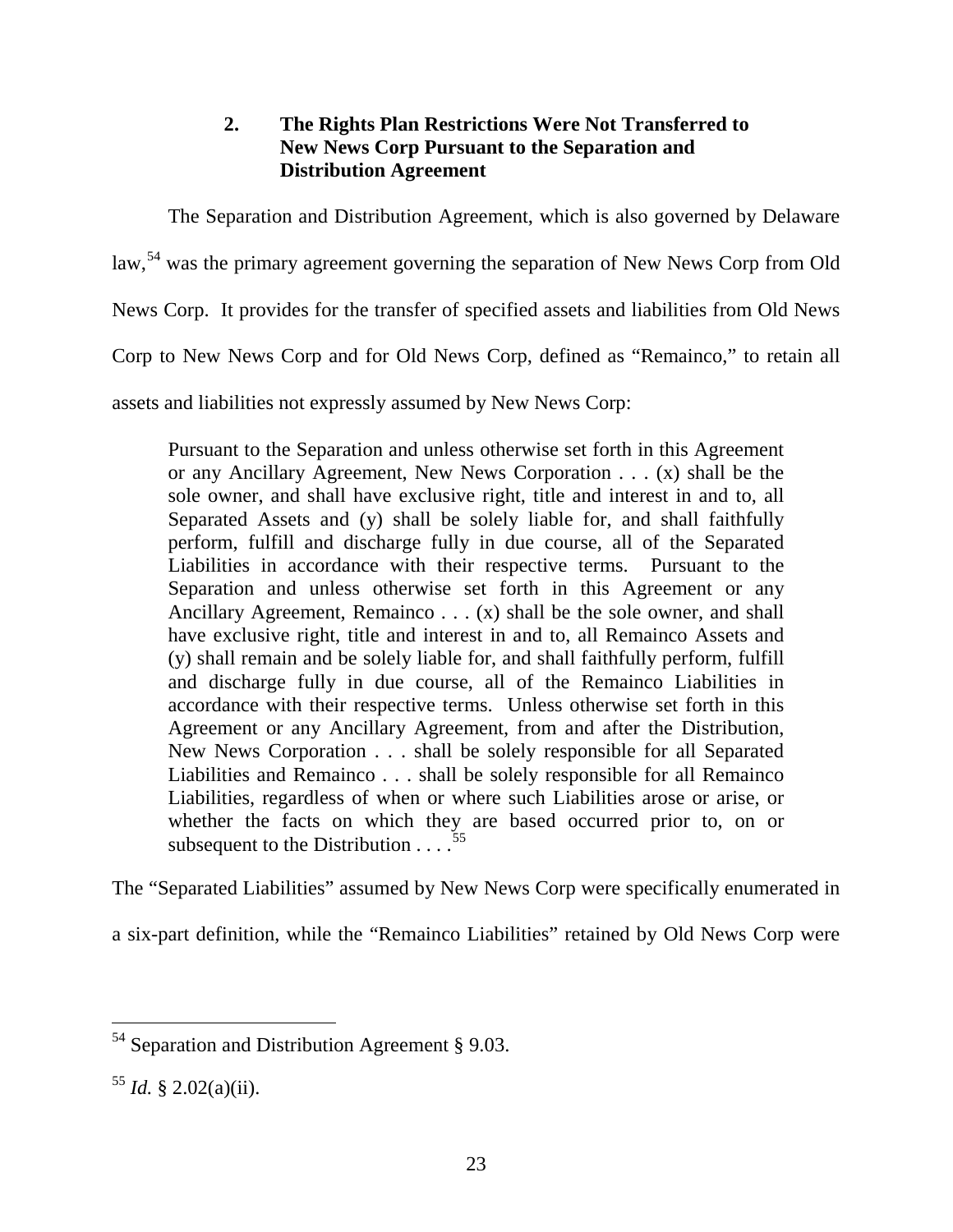### 2. The Rights Plan Restrictions Were Not Transferred to New News Corp Pursuant to the Separation and Distribution Agreement

The Separation and Distribution Agreement, which is also governed by Delaware law,[54] was the primary agreement governing the separation of New News Corp from Old News Corp. It provides for the transfer of specified assets and liabilities from Old News Corp to New News Corp and for Old News Corp, defined as "Remainco," to retain all assets and liabilities not expressly assumed by New News Corp:

> Pursuant to the Separation and unless otherwise set forth in this Agreement or any Ancillary Agreement, New News Corporation . . . (x) shall be the sole owner, and shall have exclusive right, title and interest in and to, all Separated Assets and (y) shall be solely liable for, and shall faithfully perform, fulfill and discharge fully in due course, all of the Separated Liabilities in accordance with their respective terms. Pursuant to the Separation and unless otherwise set forth in this Agreement or any Ancillary Agreement, Remainco . . . (x) shall be the sole owner, and shall have exclusive right, title and interest in and to, all Remainco Assets and (y) shall remain and be solely liable for, and shall faithfully perform, fulfill and discharge fully in due course, all of the Remainco Liabilities in accordance with their respective terms. Unless otherwise set forth in this Agreement or any Ancillary Agreement, from and after the Distribution, New News Corporation . . . shall be solely responsible for all Separated Liabilities and Remainco . . . shall be solely responsible for all Remainco Liabilities, regardless of when or where such Liabilities arose or arise, or whether the facts on which they are based occurred prior to, on or subsequent to the Distribution . . . .[55]

The "Separated Liabilities" assumed by New News Corp were specifically enumerated in a six-part definition, while the "Remainco Liabilities" retained by Old News Corp were

---

[54] Separation and Distribution Agreement § 9.03.

[55] *Id.* § 2.02(a)(ii).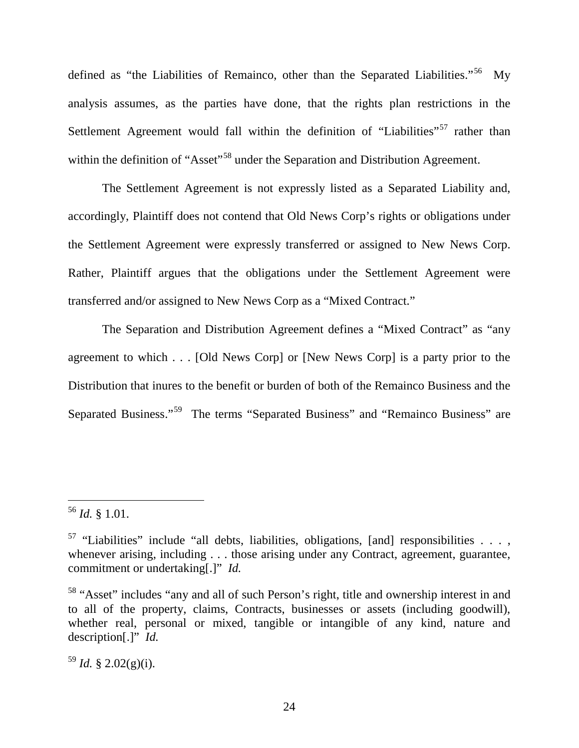defined as "the Liabilities of Remainco, other than the Separated Liabilities."[56] My analysis assumes, as the parties have done, that the rights plan restrictions in the Settlement Agreement would fall within the definition of "Liabilities"[57] rather than within the definition of "Asset"[58] under the Separation and Distribution Agreement.

The Settlement Agreement is not expressly listed as a Separated Liability and, accordingly, Plaintiff does not contend that Old News Corp's rights or obligations under the Settlement Agreement were expressly transferred or assigned to New News Corp. Rather, Plaintiff argues that the obligations under the Settlement Agreement were transferred and/or assigned to New News Corp as a "Mixed Contract."

The Separation and Distribution Agreement defines a "Mixed Contract" as "any agreement to which . . . [Old News Corp] or [New News Corp] is a party prior to the Distribution that inures to the benefit or burden of both of the Remainco Business and the Separated Business."[59] The terms "Separated Business" and "Remainco Business" are

---

[56] *Id.* § 1.01.

[57] "Liabilities" include "all debts, liabilities, obligations, [and] responsibilities . . . , whenever arising, including . . . those arising under any Contract, agreement, guarantee, commitment or undertaking[.]" *Id.*

[58] "Asset" includes "any and all of such Person's right, title and ownership interest in and to all of the property, claims, Contracts, businesses or assets (including goodwill), whether real, personal or mixed, tangible or intangible of any kind, nature and description[.]" *Id.*

[59] *Id.* § 2.02(g)(i).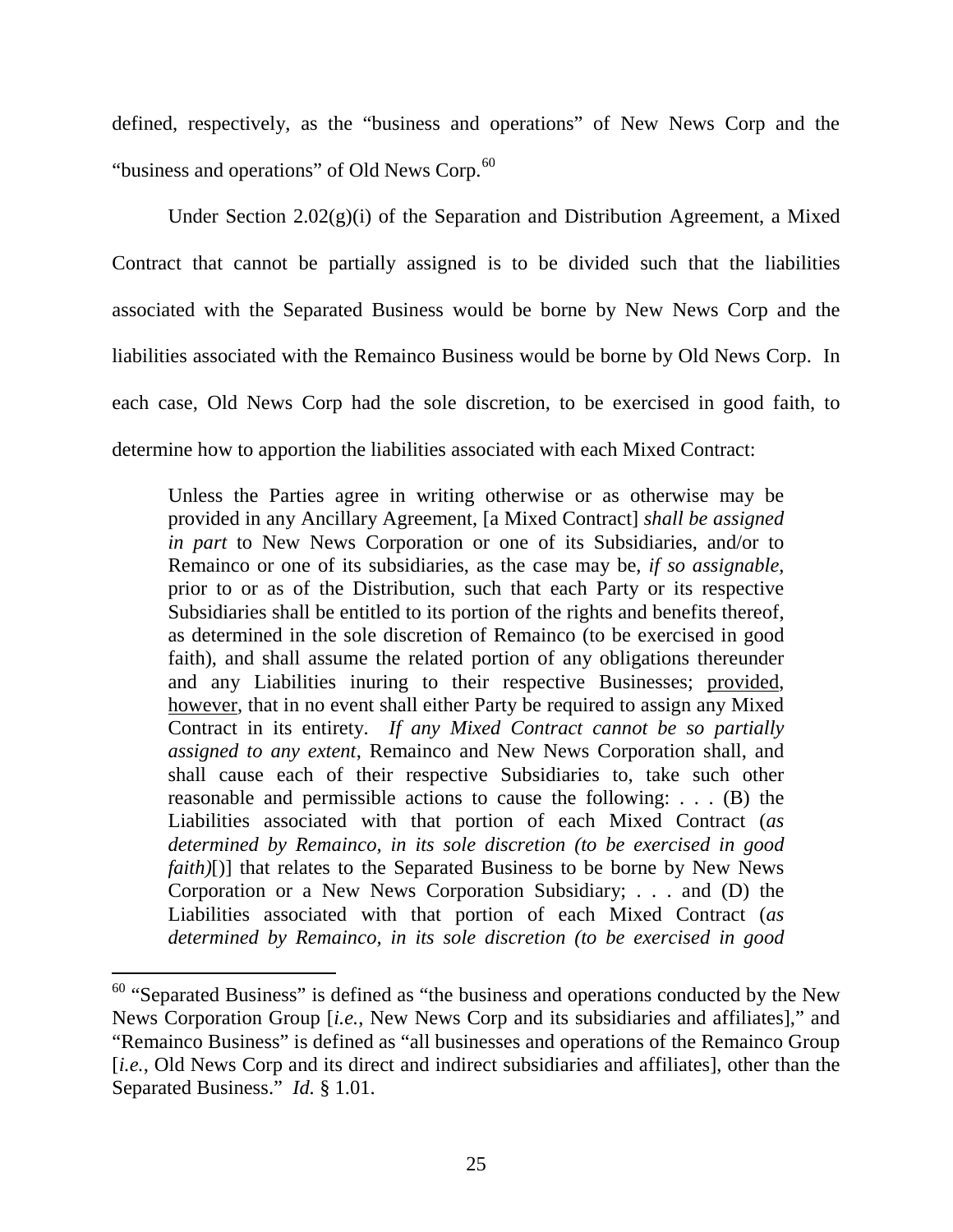defined, respectively, as the "business and operations" of New News Corp and the "business and operations" of Old News Corp.[60]

Under Section 2.02(g)(i) of the Separation and Distribution Agreement, a Mixed Contract that cannot be partially assigned is to be divided such that the liabilities associated with the Separated Business would be borne by New News Corp and the liabilities associated with the Remainco Business would be borne by Old News Corp. In each case, Old News Corp had the sole discretion, to be exercised in good faith, to determine how to apportion the liabilities associated with each Mixed Contract:

> Unless the Parties agree in writing otherwise or as otherwise may be provided in any Ancillary Agreement, [a Mixed Contract] *shall be assigned in part* to New News Corporation or one of its Subsidiaries, and/or to Remainco or one of its subsidiaries, as the case may be, *if so assignable*, prior to or as of the Distribution, such that each Party or its respective Subsidiaries shall be entitled to its portion of the rights and benefits thereof, as determined in the sole discretion of Remainco (to be exercised in good faith), and shall assume the related portion of any obligations thereunder and any Liabilities inuring to their respective Businesses; provided, however, that in no event shall either Party be required to assign any Mixed Contract in its entirety. *If any Mixed Contract cannot be so partially assigned to any extent*, Remainco and New News Corporation shall, and shall cause each of their respective Subsidiaries to, take such other reasonable and permissible actions to cause the following: . . . (B) the Liabilities associated with that portion of each Mixed Contract (*as determined by Remainco, in its sole discretion (to be exercised in good faith)*[)] that relates to the Separated Business to be borne by New News Corporation or a New News Corporation Subsidiary; . . . and (D) the Liabilities associated with that portion of each Mixed Contract (*as determined by Remainco, in its sole discretion (to be exercised in good*

[60] "Separated Business" is defined as "the business and operations conducted by the New News Corporation Group [*i.e.*, New News Corp and its subsidiaries and affiliates]," and "Remainco Business" is defined as "all businesses and operations of the Remainco Group [*i.e.*, Old News Corp and its direct and indirect subsidiaries and affiliates], other than the Separated Business." *Id.* § 1.01.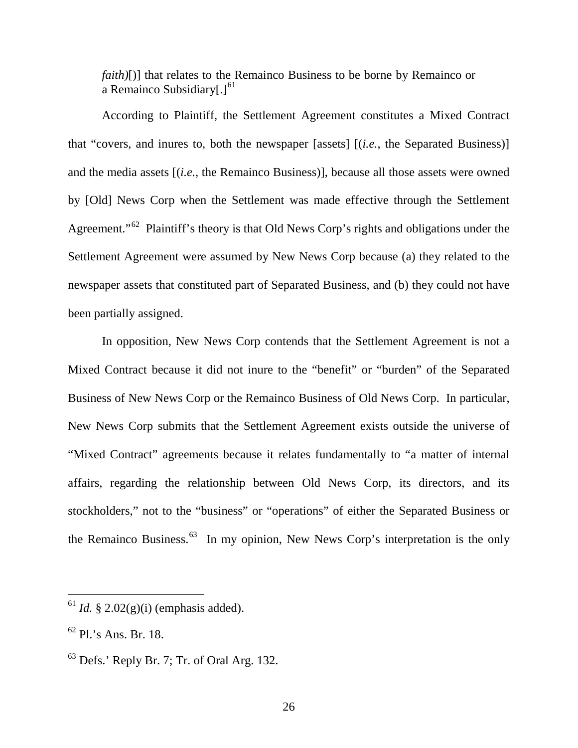> *faith)*[)] that relates to the Remainco Business to be borne by Remainco or a Remainco Subsidiary[.][61]

According to Plaintiff, the Settlement Agreement constitutes a Mixed Contract that "covers, and inures to, both the newspaper [assets] [(*i.e.*, the Separated Business)] and the media assets [(*i.e.*, the Remainco Business)], because all those assets were owned by [Old] News Corp when the Settlement was made effective through the Settlement Agreement."[62] Plaintiff's theory is that Old News Corp's rights and obligations under the Settlement Agreement were assumed by New News Corp because (a) they related to the newspaper assets that constituted part of Separated Business, and (b) they could not have been partially assigned.

In opposition, New News Corp contends that the Settlement Agreement is not a Mixed Contract because it did not inure to the "benefit" or "burden" of the Separated Business of New News Corp or the Remainco Business of Old News Corp. In particular, New News Corp submits that the Settlement Agreement exists outside the universe of "Mixed Contract" agreements because it relates fundamentally to "a matter of internal affairs, regarding the relationship between Old News Corp, its directors, and its stockholders," not to the "business" or "operations" of either the Separated Business or the Remainco Business.[63] In my opinion, New News Corp's interpretation is the only

---

[61] *Id.* § 2.02(g)(i) (emphasis added).

[62] Pl.'s Ans. Br. 18.

[63] Defs.' Reply Br. 7; Tr. of Oral Arg. 132.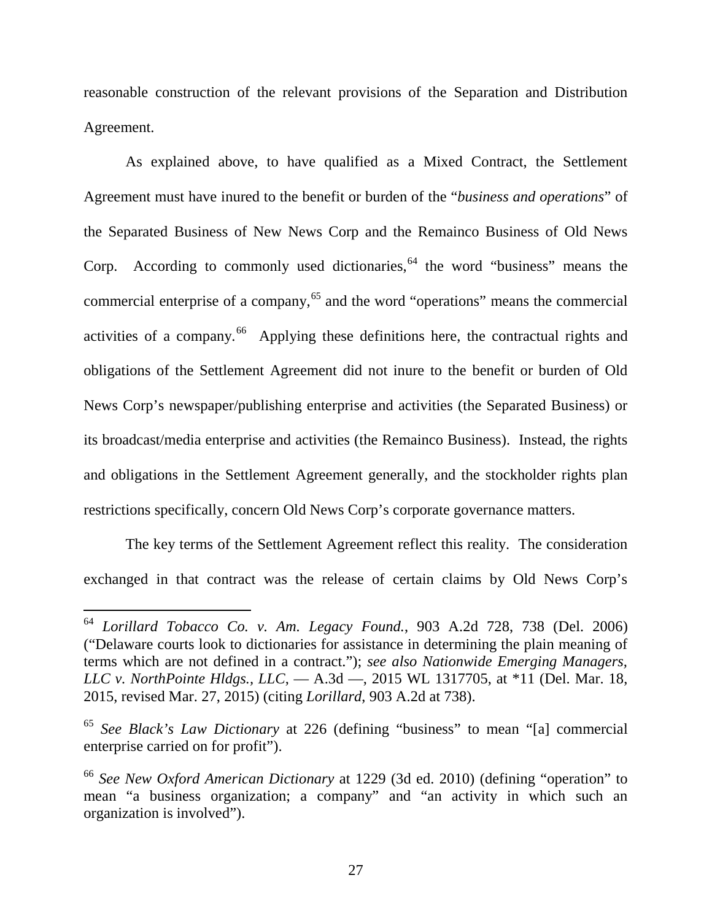reasonable construction of the relevant provisions of the Separation and Distribution Agreement.

As explained above, to have qualified as a Mixed Contract, the Settlement Agreement must have inured to the benefit or burden of the "*business and operations*" of the Separated Business of New News Corp and the Remainco Business of Old News Corp. According to commonly used dictionaries,[64] the word "business" means the commercial enterprise of a company,[65] and the word "operations" means the commercial activities of a company.[66] Applying these definitions here, the contractual rights and obligations of the Settlement Agreement did not inure to the benefit or burden of Old News Corp's newspaper/publishing enterprise and activities (the Separated Business) or its broadcast/media enterprise and activities (the Remainco Business). Instead, the rights and obligations in the Settlement Agreement generally, and the stockholder rights plan restrictions specifically, concern Old News Corp's corporate governance matters.

The key terms of the Settlement Agreement reflect this reality. The consideration exchanged in that contract was the release of certain claims by Old News Corp's

---

[64] *Lorillard Tobacco Co. v. Am. Legacy Found.*, 903 A.2d 728, 738 (Del. 2006) ("Delaware courts look to dictionaries for assistance in determining the plain meaning of terms which are not defined in a contract."); *see also Nationwide Emerging Managers, LLC v. NorthPointe Hldgs., LLC*, — A.3d —, 2015 WL 1317705, at *11 (Del. Mar. 18, 2015, revised Mar. 27, 2015) (citing *Lorillard*, 903 A.2d at 738).

[65] *See Black's Law Dictionary* at 226 (defining "business" to mean "[a] commercial enterprise carried on for profit").

[66] *See New Oxford American Dictionary* at 1229 (3d ed. 2010) (defining "operation" to mean "a business organization; a company" and "an activity in which such an organization is involved").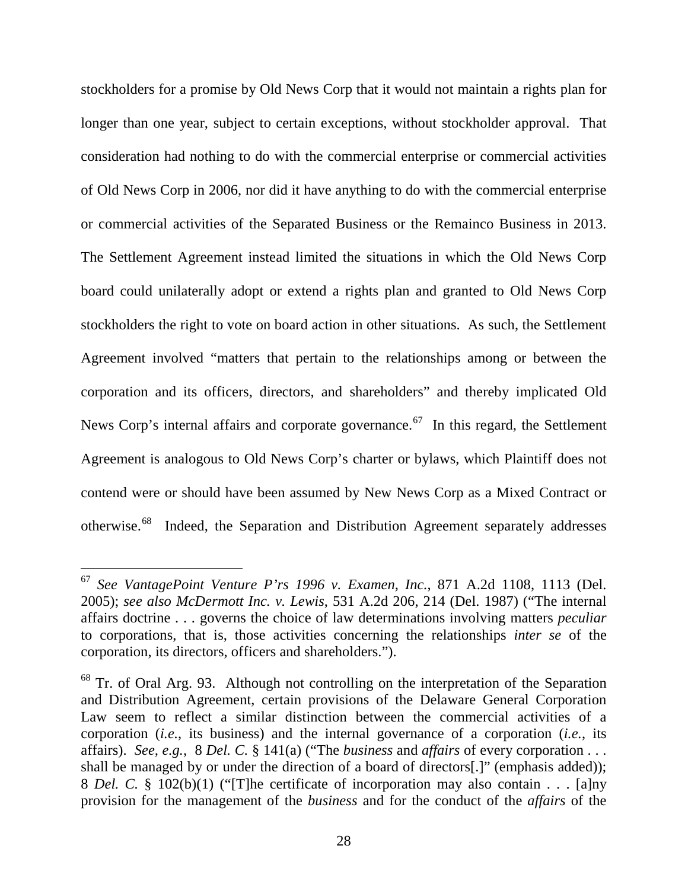stockholders for a promise by Old News Corp that it would not maintain a rights plan for longer than one year, subject to certain exceptions, without stockholder approval. That consideration had nothing to do with the commercial enterprise or commercial activities of Old News Corp in 2006, nor did it have anything to do with the commercial enterprise or commercial activities of the Separated Business or the Remainco Business in 2013. The Settlement Agreement instead limited the situations in which the Old News Corp board could unilaterally adopt or extend a rights plan and granted to Old News Corp stockholders the right to vote on board action in other situations. As such, the Settlement Agreement involved "matters that pertain to the relationships among or between the corporation and its officers, directors, and shareholders" and thereby implicated Old News Corp's internal affairs and corporate governance.[67] In this regard, the Settlement Agreement is analogous to Old News Corp's charter or bylaws, which Plaintiff does not contend were or should have been assumed by New News Corp as a Mixed Contract or otherwise.[68] Indeed, the Separation and Distribution Agreement separately addresses

---

[67] *See VantagePoint Venture P'rs 1996 v. Examen, Inc.*, 871 A.2d 1108, 1113 (Del. 2005); *see also McDermott Inc. v. Lewis*, 531 A.2d 206, 214 (Del. 1987) ("The internal affairs doctrine . . . governs the choice of law determinations involving matters *peculiar* to corporations, that is, those activities concerning the relationships *inter se* of the corporation, its directors, officers and shareholders.").

[68] Tr. of Oral Arg. 93. Although not controlling on the interpretation of the Separation and Distribution Agreement, certain provisions of the Delaware General Corporation Law seem to reflect a similar distinction between the commercial activities of a corporation (*i.e.*, its business) and the internal governance of a corporation (*i.e.*, its affairs). *See, e.g.*, 8 *Del. C.* § 141(a) ("The *business* and *affairs* of every corporation . . . shall be managed by or under the direction of a board of directors[.]" (emphasis added)); 8 *Del. C.* § 102(b)(1) ("[T]he certificate of incorporation may also contain . . . [a]ny provision for the management of the *business* and for the conduct of the *affairs* of the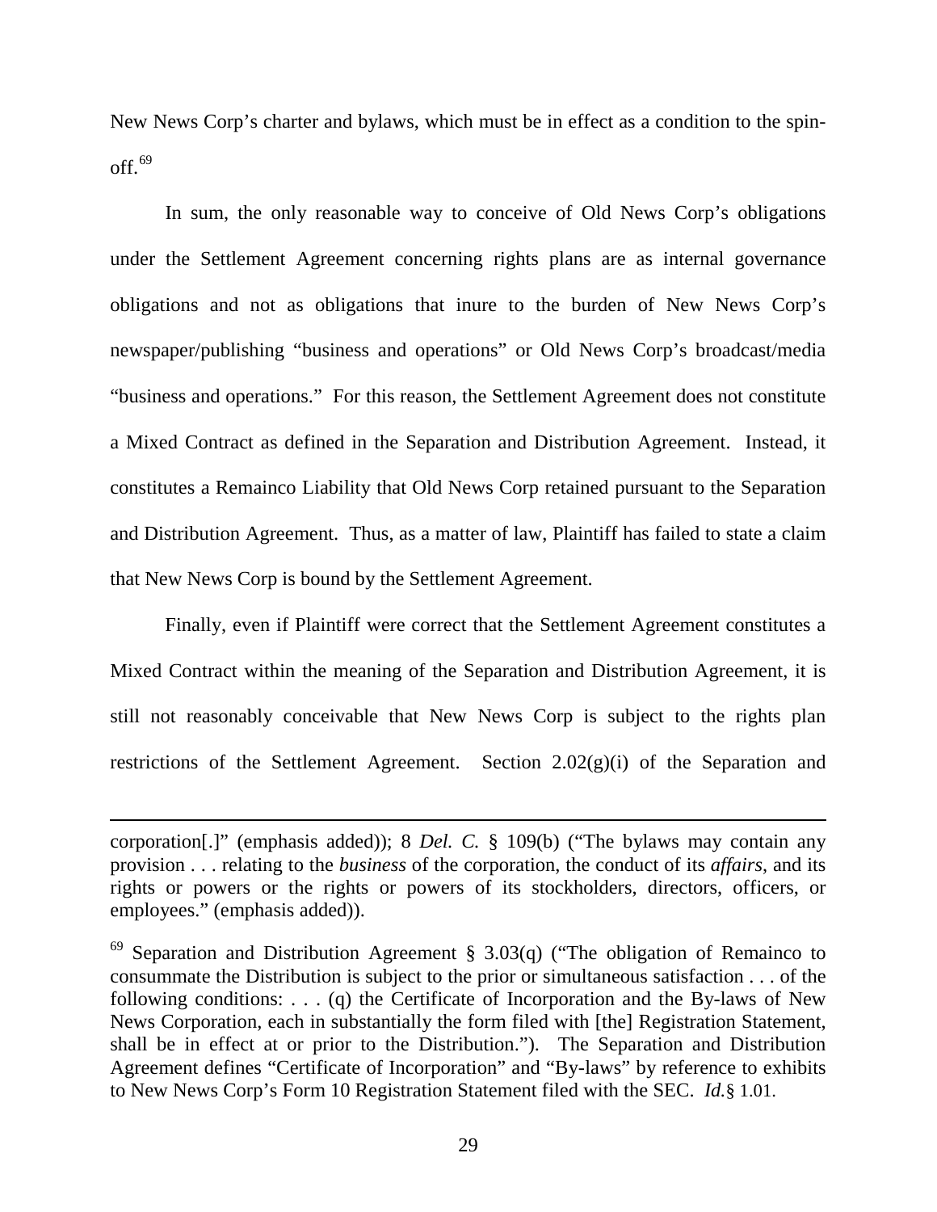New News Corp's charter and bylaws, which must be in effect as a condition to the spin-off.[69]

In sum, the only reasonable way to conceive of Old News Corp's obligations under the Settlement Agreement concerning rights plans are as internal governance obligations and not as obligations that inure to the burden of New News Corp's newspaper/publishing "business and operations" or Old News Corp's broadcast/media "business and operations." For this reason, the Settlement Agreement does not constitute a Mixed Contract as defined in the Separation and Distribution Agreement. Instead, it constitutes a Remainco Liability that Old News Corp retained pursuant to the Separation and Distribution Agreement. Thus, as a matter of law, Plaintiff has failed to state a claim that New News Corp is bound by the Settlement Agreement.

Finally, even if Plaintiff were correct that the Settlement Agreement constitutes a Mixed Contract within the meaning of the Separation and Distribution Agreement, it is still not reasonably conceivable that New News Corp is subject to the rights plan restrictions of the Settlement Agreement. Section 2.02(g)(i) of the Separation and

---

corporation[.]" (emphasis added)); 8 *Del. C.* § 109(b) ("The bylaws may contain any provision . . . relating to the *business* of the corporation, the conduct of its *affairs*, and its rights or powers or the rights or powers of its stockholders, directors, officers, or employees." (emphasis added)).

[69] Separation and Distribution Agreement § 3.03(q) ("The obligation of Remainco to consummate the Distribution is subject to the prior or simultaneous satisfaction . . . of the following conditions: . . . (q) the Certificate of Incorporation and the By-laws of New News Corporation, each in substantially the form filed with [the] Registration Statement, shall be in effect at or prior to the Distribution."). The Separation and Distribution Agreement defines "Certificate of Incorporation" and "By-laws" by reference to exhibits to New News Corp's Form 10 Registration Statement filed with the SEC. *Id.* § 1.01.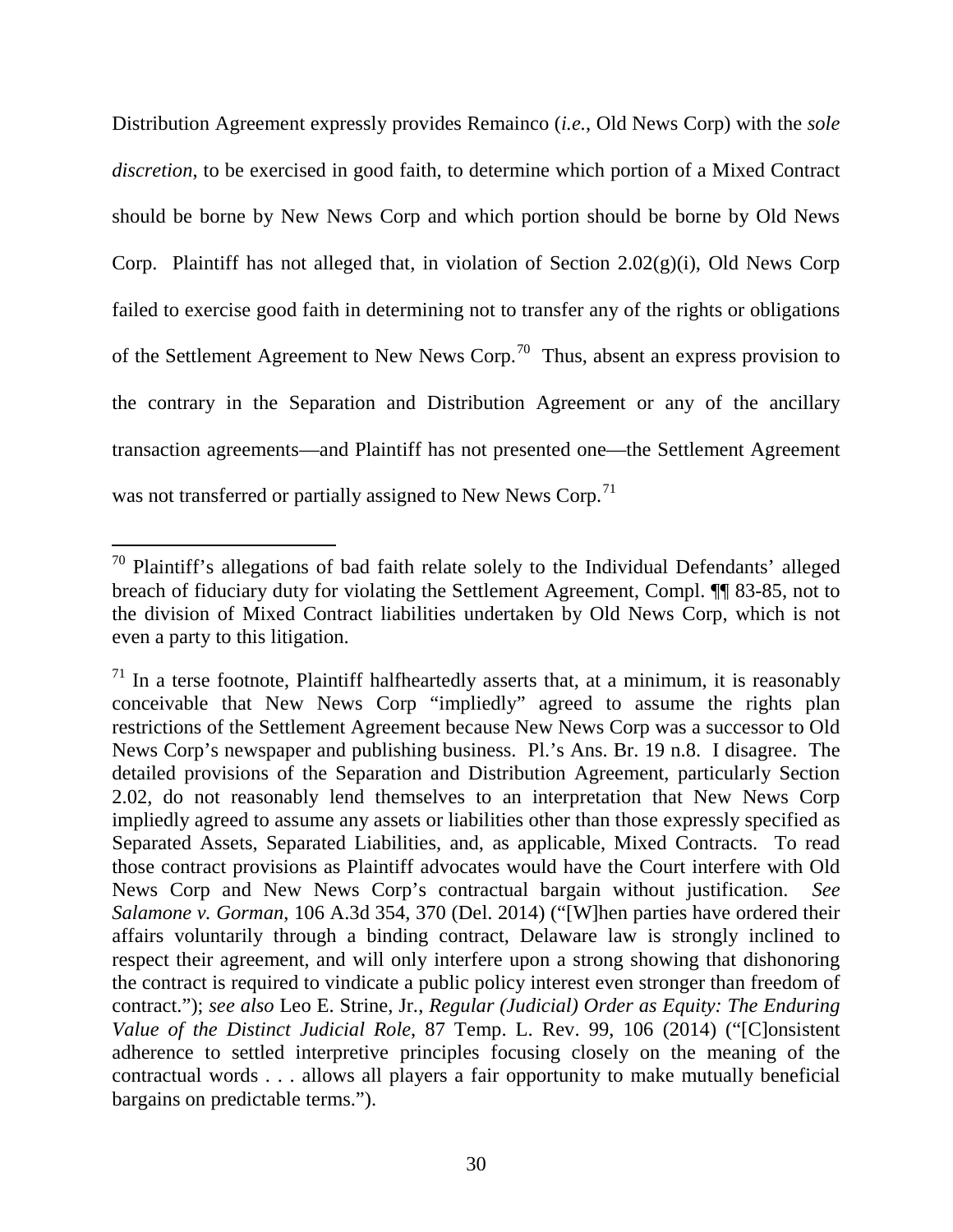Distribution Agreement expressly provides Remainco (*i.e.*, Old News Corp) with the *sole discretion*, to be exercised in good faith, to determine which portion of a Mixed Contract should be borne by New News Corp and which portion should be borne by Old News Corp. Plaintiff has not alleged that, in violation of Section 2.02(g)(i), Old News Corp failed to exercise good faith in determining not to transfer any of the rights or obligations of the Settlement Agreement to New News Corp.[70] Thus, absent an express provision to the contrary in the Separation and Distribution Agreement or any of the ancillary transaction agreements—and Plaintiff has not presented one—the Settlement Agreement was not transferred or partially assigned to New News Corp.[71]

---

[70] Plaintiff's allegations of bad faith relate solely to the Individual Defendants' alleged breach of fiduciary duty for violating the Settlement Agreement, Compl. ¶¶ 83-85, not to the division of Mixed Contract liabilities undertaken by Old News Corp, which is not even a party to this litigation.

[71] In a terse footnote, Plaintiff halfheartedly asserts that, at a minimum, it is reasonably conceivable that New News Corp "impliedly" agreed to assume the rights plan restrictions of the Settlement Agreement because New News Corp was a successor to Old News Corp's newspaper and publishing business. Pl.'s Ans. Br. 19 n.8. I disagree. The detailed provisions of the Separation and Distribution Agreement, particularly Section 2.02, do not reasonably lend themselves to an interpretation that New News Corp impliedly agreed to assume any assets or liabilities other than those expressly specified as Separated Assets, Separated Liabilities, and, as applicable, Mixed Contracts. To read those contract provisions as Plaintiff advocates would have the Court interfere with Old News Corp and New News Corp's contractual bargain without justification. *See Salamone v. Gorman*, 106 A.3d 354, 370 (Del. 2014) ("[W]hen parties have ordered their affairs voluntarily through a binding contract, Delaware law is strongly inclined to respect their agreement, and will only interfere upon a strong showing that dishonoring the contract is required to vindicate a public policy interest even stronger than freedom of contract."); *see also* Leo E. Strine, Jr., *Regular (Judicial) Order as Equity: The Enduring Value of the Distinct Judicial Role*, 87 Temp. L. Rev. 99, 106 (2014) ("[C]onsistent adherence to settled interpretive principles focusing closely on the meaning of the contractual words . . . allows all players a fair opportunity to make mutually beneficial bargains on predictable terms.").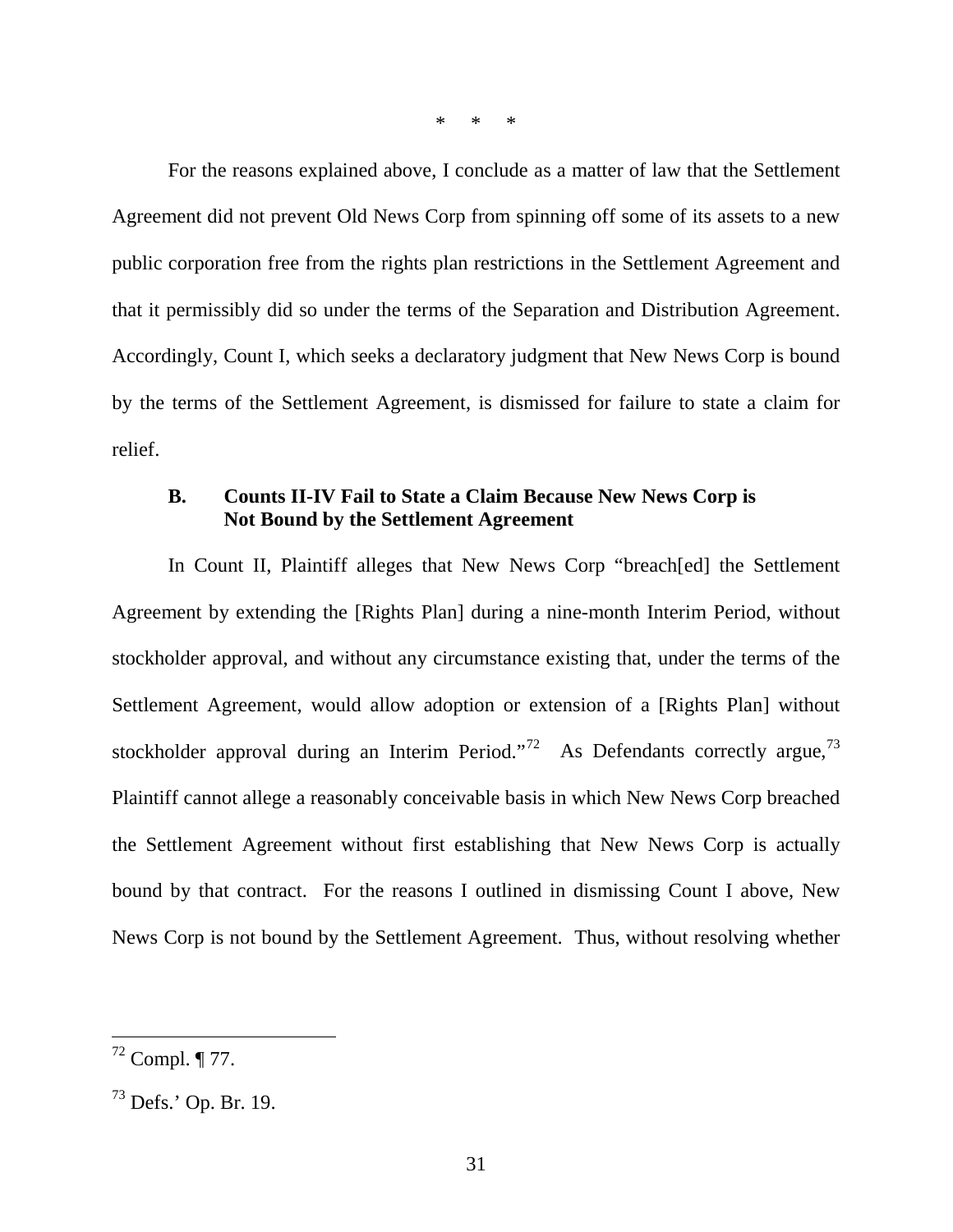\* \* \*

For the reasons explained above, I conclude as a matter of law that the Settlement Agreement did not prevent Old News Corp from spinning off some of its assets to a new public corporation free from the rights plan restrictions in the Settlement Agreement and that it permissibly did so under the terms of the Separation and Distribution Agreement. Accordingly, Count I, which seeks a declaratory judgment that New News Corp is bound by the terms of the Settlement Agreement, is dismissed for failure to state a claim for relief.

### B. Counts II-IV Fail to State a Claim Because New News Corp is Not Bound by the Settlement Agreement

In Count II, Plaintiff alleges that New News Corp "breach[ed] the Settlement Agreement by extending the [Rights Plan] during a nine-month Interim Period, without stockholder approval, and without any circumstance existing that, under the terms of the Settlement Agreement, would allow adoption or extension of a [Rights Plan] without stockholder approval during an Interim Period."[72] As Defendants correctly argue,[73] Plaintiff cannot allege a reasonably conceivable basis in which New News Corp breached the Settlement Agreement without first establishing that New News Corp is actually bound by that contract. For the reasons I outlined in dismissing Count I above, New News Corp is not bound by the Settlement Agreement. Thus, without resolving whether

---

[72] Compl. ¶ 77.

[73] Defs.' Op. Br. 19.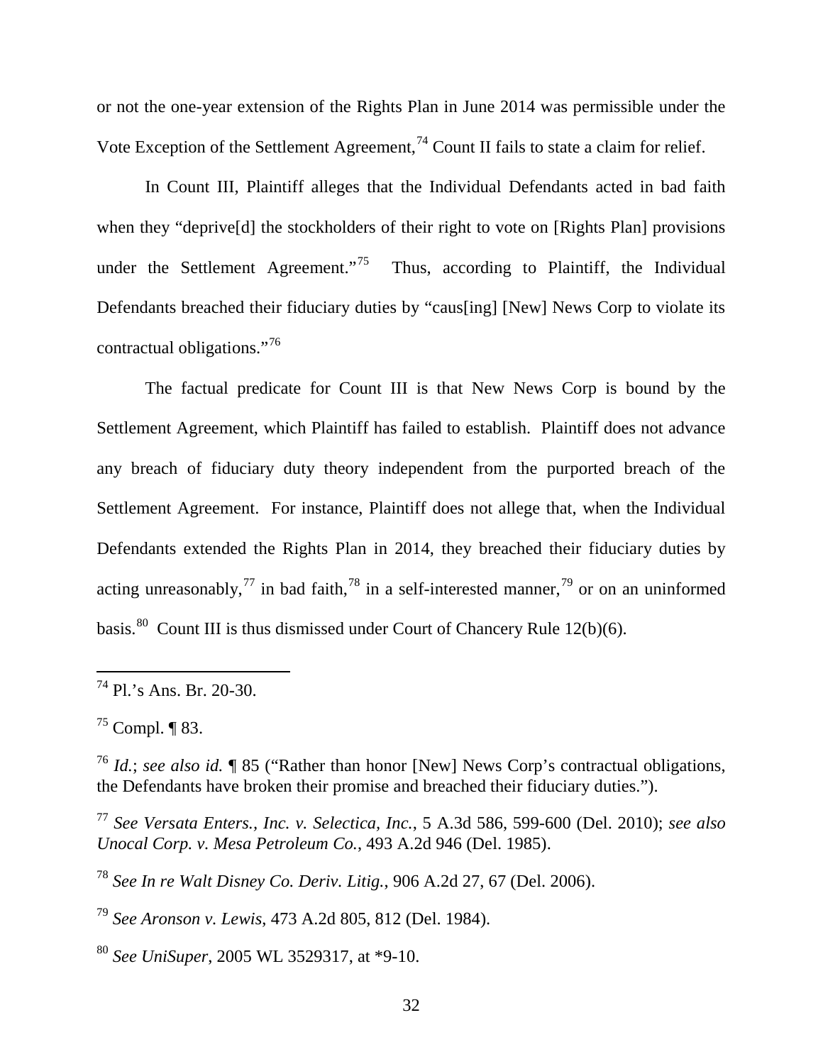or not the one-year extension of the Rights Plan in June 2014 was permissible under the Vote Exception of the Settlement Agreement,[74] Count II fails to state a claim for relief.

In Count III, Plaintiff alleges that the Individual Defendants acted in bad faith when they "deprive[d] the stockholders of their right to vote on [Rights Plan] provisions under the Settlement Agreement."[75] Thus, according to Plaintiff, the Individual Defendants breached their fiduciary duties by "caus[ing] [New] News Corp to violate its contractual obligations."[76]

The factual predicate for Count III is that New News Corp is bound by the Settlement Agreement, which Plaintiff has failed to establish. Plaintiff does not advance any breach of fiduciary duty theory independent from the purported breach of the Settlement Agreement. For instance, Plaintiff does not allege that, when the Individual Defendants extended the Rights Plan in 2014, they breached their fiduciary duties by acting unreasonably,[77] in bad faith,[78] in a self-interested manner,[79] or on an uninformed basis.[80] Count III is thus dismissed under Court of Chancery Rule 12(b)(6).

---

[74] Pl.'s Ans. Br. 20-30.

[75] Compl. ¶ 83.

[76] *Id.*; *see also id.* ¶ 85 ("Rather than honor [New] News Corp's contractual obligations, the Defendants have broken their promise and breached their fiduciary duties.").

[77] *See Versata Enters., Inc. v. Selectica, Inc.*, 5 A.3d 586, 599-600 (Del. 2010); *see also Unocal Corp. v. Mesa Petroleum Co.*, 493 A.2d 946 (Del. 1985).

[78] *See In re Walt Disney Co. Deriv. Litig.*, 906 A.2d 27, 67 (Del. 2006).

[79] *See Aronson v. Lewis*, 473 A.2d 805, 812 (Del. 1984).

[80] *See UniSuper*, 2005 WL 3529317, at *9-10.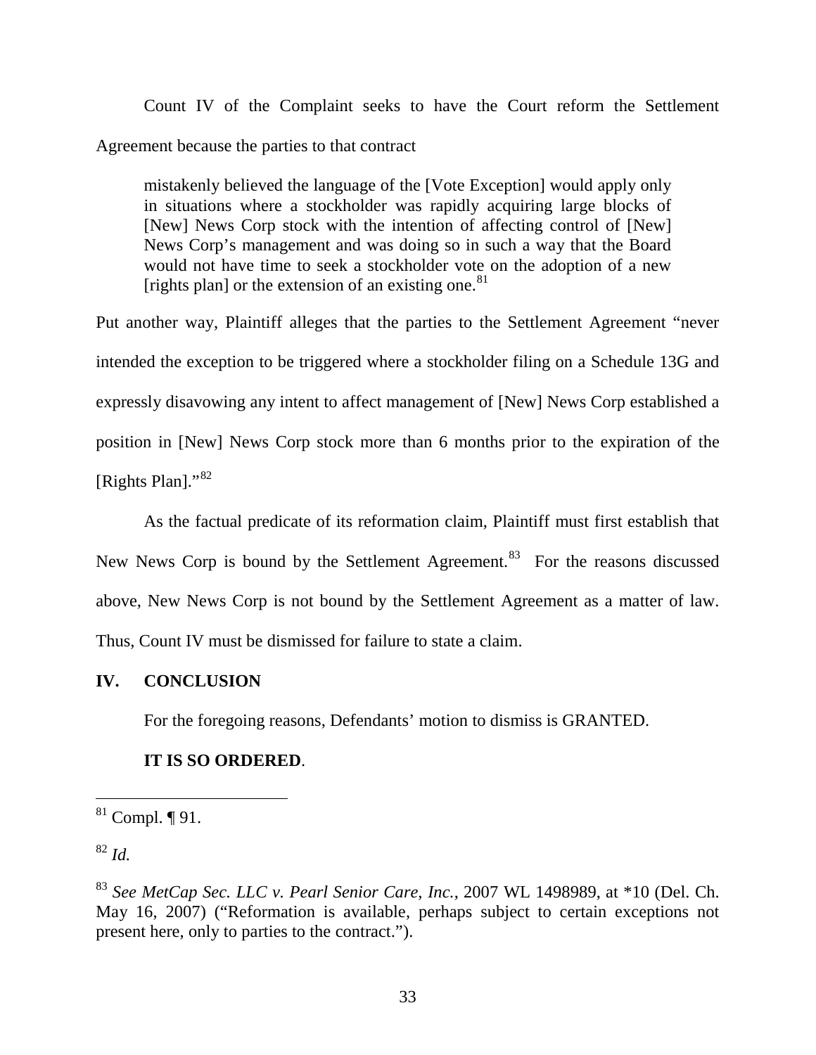Count IV of the Complaint seeks to have the Court reform the Settlement Agreement because the parties to that contract

> mistakenly believed the language of the [Vote Exception] would apply only in situations where a stockholder was rapidly acquiring large blocks of [New] News Corp stock with the intention of affecting control of [New] News Corp's management and was doing so in such a way that the Board would not have time to seek a stockholder vote on the adoption of a new [rights plan] or the extension of an existing one.[81]

Put another way, Plaintiff alleges that the parties to the Settlement Agreement "never intended the exception to be triggered where a stockholder filing on a Schedule 13G and expressly disavowing any intent to affect management of [New] News Corp established a position in [New] News Corp stock more than 6 months prior to the expiration of the [Rights Plan]."[82]

As the factual predicate of its reformation claim, Plaintiff must first establish that New News Corp is bound by the Settlement Agreement.[83] For the reasons discussed above, New News Corp is not bound by the Settlement Agreement as a matter of law. Thus, Count IV must be dismissed for failure to state a claim.

## IV. CONCLUSION

For the foregoing reasons, Defendants' motion to dismiss is GRANTED.

**IT IS SO ORDERED**.

---

[81] Compl. ¶ 91.

[82] *Id.*

[83] *See MetCap Sec. LLC v. Pearl Senior Care, Inc.*, 2007 WL 1498989, at *10 (Del. Ch. May 16, 2007) ("Reformation is available, perhaps subject to certain exceptions not present here, only to parties to the contract.").